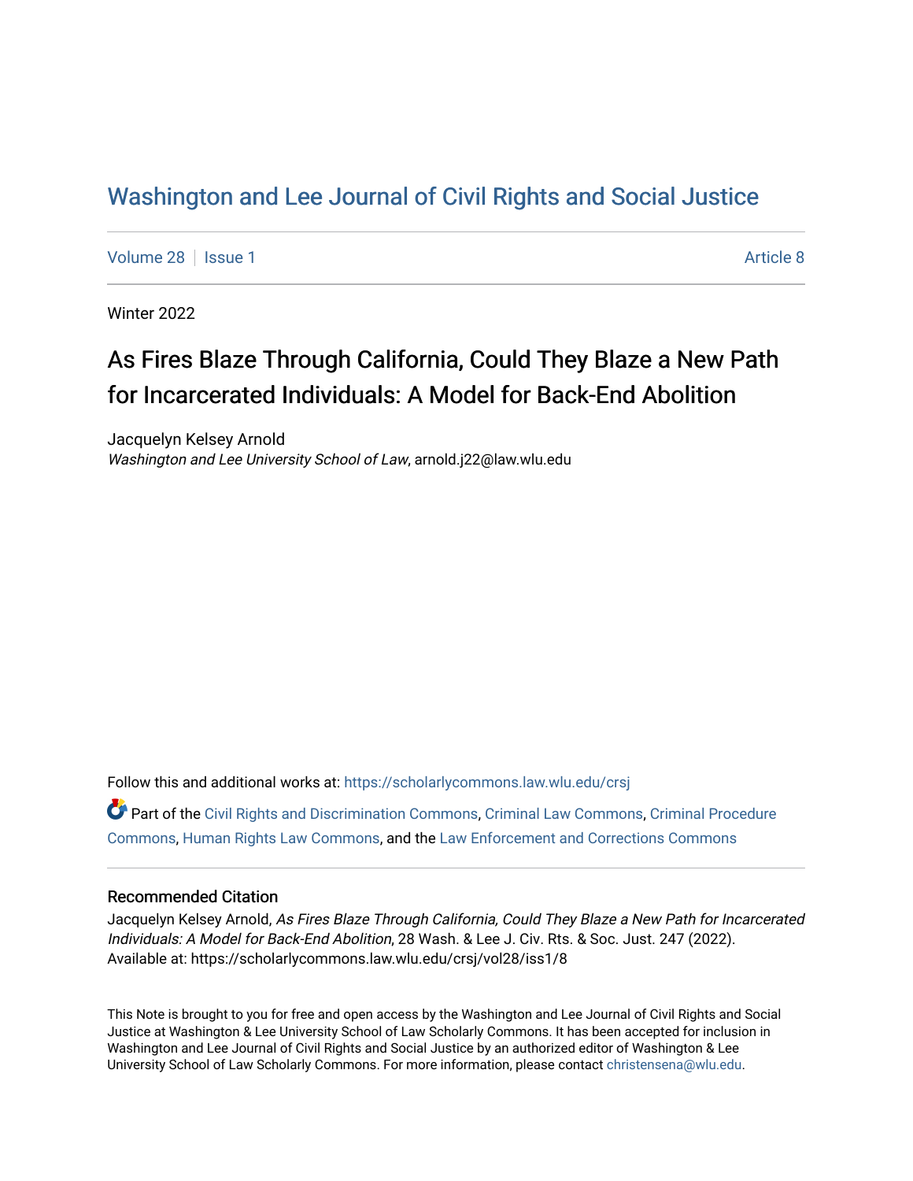# Washington and Lee Journal of Civil Rights and Social Justice

Volume 28 | Issue 1 Article 8

Winter 2022

## As Fires Blaze Through California, Could They Blaze a New Path for Incarcerated Individuals: A Model for Back-End Abolition

Jacquelyn Kelsey Arnold
*Washington and Lee University School of Law*, arnold.j22@law.wlu.edu

Follow this and additional works at: https://scholarlycommons.law.wlu.edu/crsj

Part of the Civil Rights and Discrimination Commons, Criminal Law Commons, Criminal Procedure Commons, Human Rights Law Commons, and the Law Enforcement and Corrections Commons

### Recommended Citation

Jacquelyn Kelsey Arnold, *As Fires Blaze Through California, Could They Blaze a New Path for Incarcerated Individuals: A Model for Back-End Abolition*, 28 Wash. & Lee J. Civ. Rts. & Soc. Just. 247 (2022).
Available at: https://scholarlycommons.law.wlu.edu/crsj/vol28/iss1/8

This Note is brought to you for free and open access by the Washington and Lee Journal of Civil Rights and Social Justice at Washington & Lee University School of Law Scholarly Commons. It has been accepted for inclusion in Washington and Lee Journal of Civil Rights and Social Justice by an authorized editor of Washington & Lee University School of Law Scholarly Commons. For more information, please contact christensena@wlu.edu.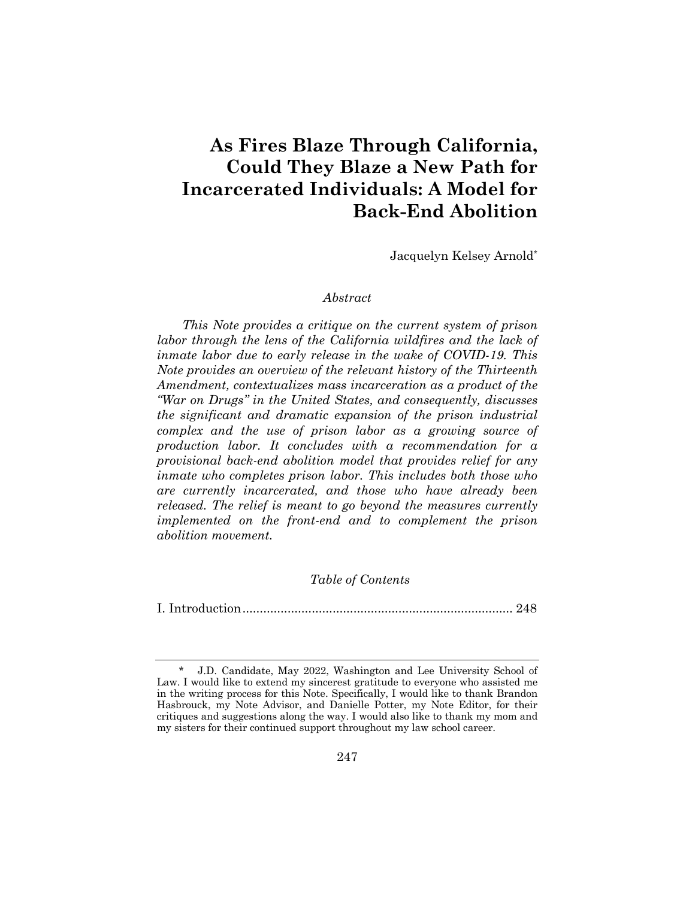# As Fires Blaze Through California, Could They Blaze a New Path for Incarcerated Individuals: A Model for Back-End Abolition

Jacquelyn Kelsey Arnold*

*Abstract*

*This Note provides a critique on the current system of prison labor through the lens of the California wildfires and the lack of inmate labor due to early release in the wake of COVID-19. This Note provides an overview of the relevant history of the Thirteenth Amendment, contextualizes mass incarceration as a product of the "War on Drugs" in the United States, and consequently, discusses the significant and dramatic expansion of the prison industrial complex and the use of prison labor as a growing source of production labor. It concludes with a recommendation for a provisional back-end abolition model that provides relief for any inmate who completes prison labor. This includes both those who are currently incarcerated, and those who have already been released. The relief is meant to go beyond the measures currently implemented on the front-end and to complement the prison abolition movement.*

*Table of Contents*

I. Introduction .............................................................................. 248

\* J.D. Candidate, May 2022, Washington and Lee University School of Law. I would like to extend my sincerest gratitude to everyone who assisted me in the writing process for this Note. Specifically, I would like to thank Brandon Hasbrouck, my Note Advisor, and Danielle Potter, my Note Editor, for their critiques and suggestions along the way. I would also like to thank my mom and my sisters for their continued support throughout my law school career.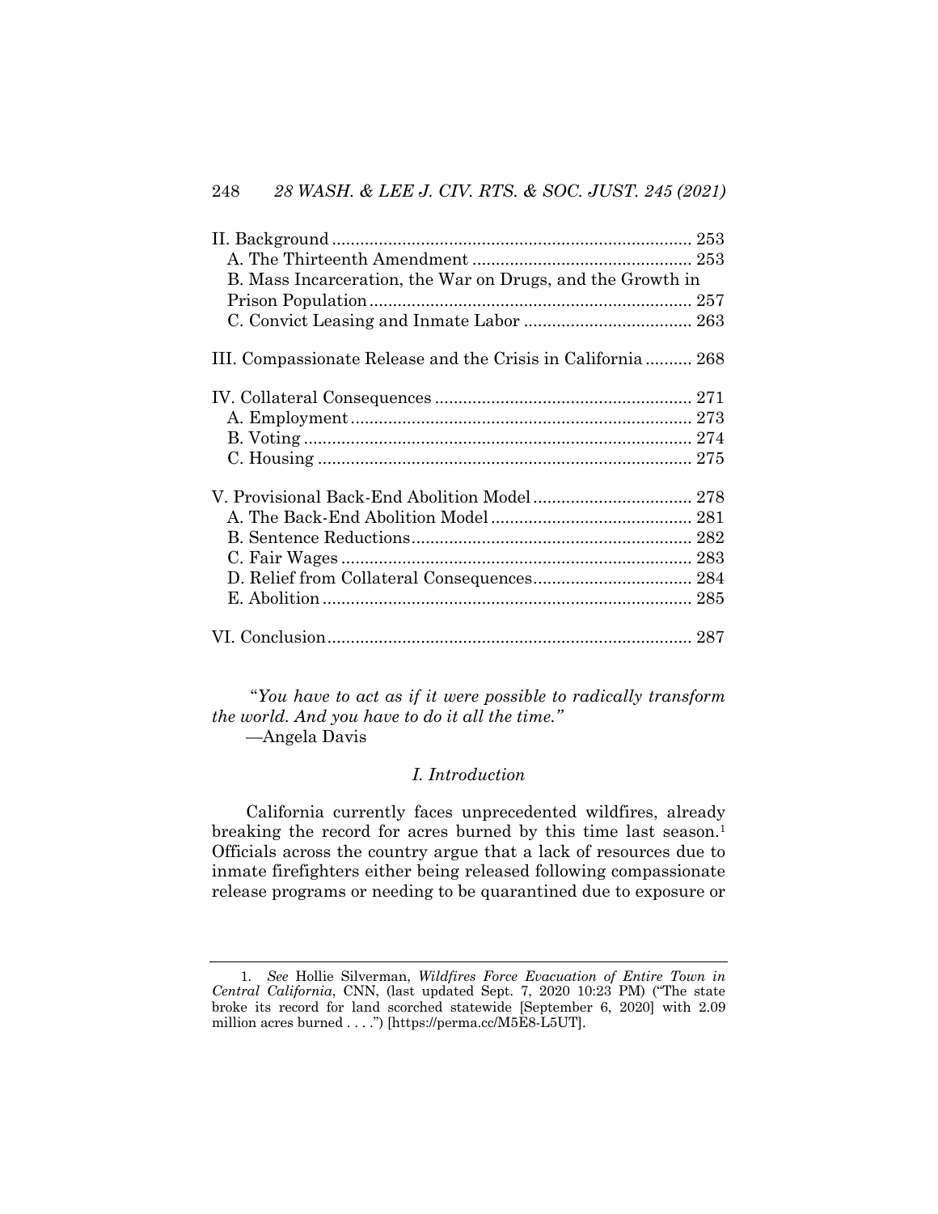II. Background ............................................................................ 253
A. The Thirteenth Amendment ............................................... 253
B. Mass Incarceration, the War on Drugs, and the Growth in Prison Population ..................................................................... 257
C. Convict Leasing and Inmate Labor .................................... 263

III. Compassionate Release and the Crisis in California .......... 268

IV. Collateral Consequences ....................................................... 271
A. Employment ........................................................................ 273
B. Voting .................................................................................. 274
C. Housing ................................................................................ 275

V. Provisional Back-End Abolition Model .................................. 278
A. The Back-End Abolition Model ........................................... 281
B. Sentence Reductions ............................................................ 282
C. Fair Wages ........................................................................... 283
D. Relief from Collateral Consequences .................................. 284
E. Abolition .............................................................................. 285

VI. Conclusion ............................................................................. 287

*"You have to act as if it were possible to radically transform the world. And you have to do it all the time."*
—Angela Davis

## *I. Introduction*

California currently faces unprecedented wildfires, already breaking the record for acres burned by this time last season.[1] Officials across the country argue that a lack of resources due to inmate firefighters either being released following compassionate release programs or needing to be quarantined due to exposure or

---

1. *See* Hollie Silverman, *Wildfires Force Evacuation of Entire Town in Central California*, CNN, (last updated Sept. 7, 2020 10:23 PM) ("The state broke its record for land scorched statewide [September 6, 2020] with 2.09 million acres burned . . . .") [https://perma.cc/M5E8-L5UT].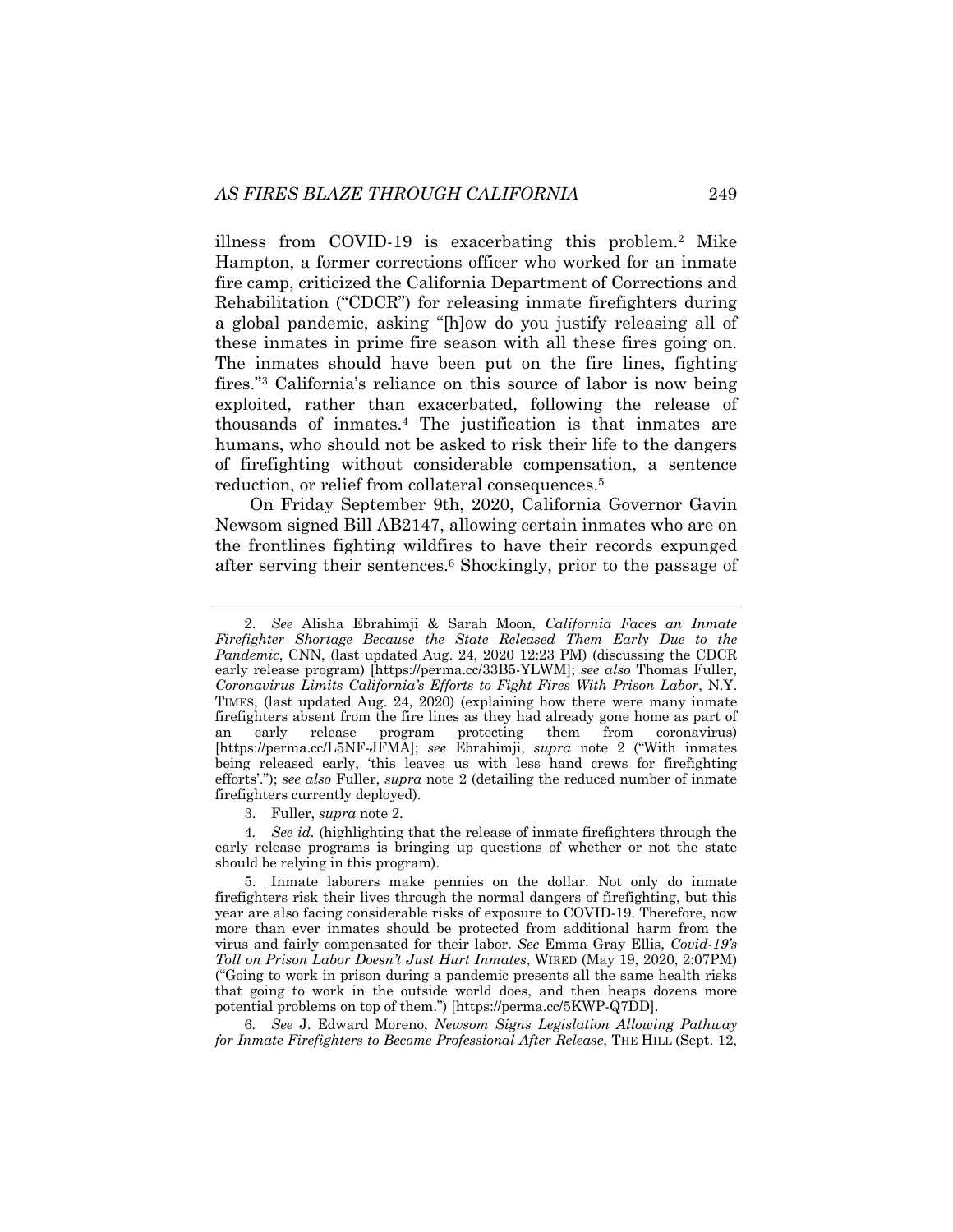illness from COVID-19 is exacerbating this problem.[2] Mike Hampton, a former corrections officer who worked for an inmate fire camp, criticized the California Department of Corrections and Rehabilitation ("CDCR") for releasing inmate firefighters during a global pandemic, asking "[h]ow do you justify releasing all of these inmates in prime fire season with all these fires going on. The inmates should have been put on the fire lines, fighting fires."[3] California's reliance on this source of labor is now being exploited, rather than exacerbated, following the release of thousands of inmates.[4] The justification is that inmates are humans, who should not be asked to risk their life to the dangers of firefighting without considerable compensation, a sentence reduction, or relief from collateral consequences.[5]

On Friday September 9th, 2020, California Governor Gavin Newsom signed Bill AB2147, allowing certain inmates who are on the frontlines fighting wildfires to have their records expunged after serving their sentences.[6] Shockingly, prior to the passage of

---

2. *See* Alisha Ebrahimji & Sarah Moon, *California Faces an Inmate Firefighter Shortage Because the State Released Them Early Due to the Pandemic*, CNN, (last updated Aug. 24, 2020 12:23 PM) (discussing the CDCR early release program) [https://perma.cc/33B5-YLWM]; *see also* Thomas Fuller, *Coronavirus Limits California's Efforts to Fight Fires With Prison Labor*, N.Y. TIMES, (last updated Aug. 24, 2020) (explaining how there were many inmate firefighters absent from the fire lines as they had already gone home as part of an early release program protecting them from coronavirus) [https://perma.cc/L5NF-JFMA]; *see* Ebrahimji, *supra* note 2 ("With inmates being released early, 'this leaves us with less hand crews for firefighting efforts'."); *see also* Fuller, *supra* note 2 (detailing the reduced number of inmate firefighters currently deployed).

3. Fuller, *supra* note 2.

4. *See id.* (highlighting that the release of inmate firefighters through the early release programs is bringing up questions of whether or not the state should be relying in this program).

5. Inmate laborers make pennies on the dollar. Not only do inmate firefighters risk their lives through the normal dangers of firefighting, but this year are also facing considerable risks of exposure to COVID-19. Therefore, now more than ever inmates should be protected from additional harm from the virus and fairly compensated for their labor. *See* Emma Gray Ellis, *Covid-19's Toll on Prison Labor Doesn't Just Hurt Inmates*, WIRED (May 19, 2020, 2:07PM) ("Going to work in prison during a pandemic presents all the same health risks that going to work in the outside world does, and then heaps dozens more potential problems on top of them.") [https://perma.cc/5KWP-Q7DD].

6. *See* J. Edward Moreno, *Newsom Signs Legislation Allowing Pathway for Inmate Firefighters to Become Professional After Release*, THE HILL (Sept. 12,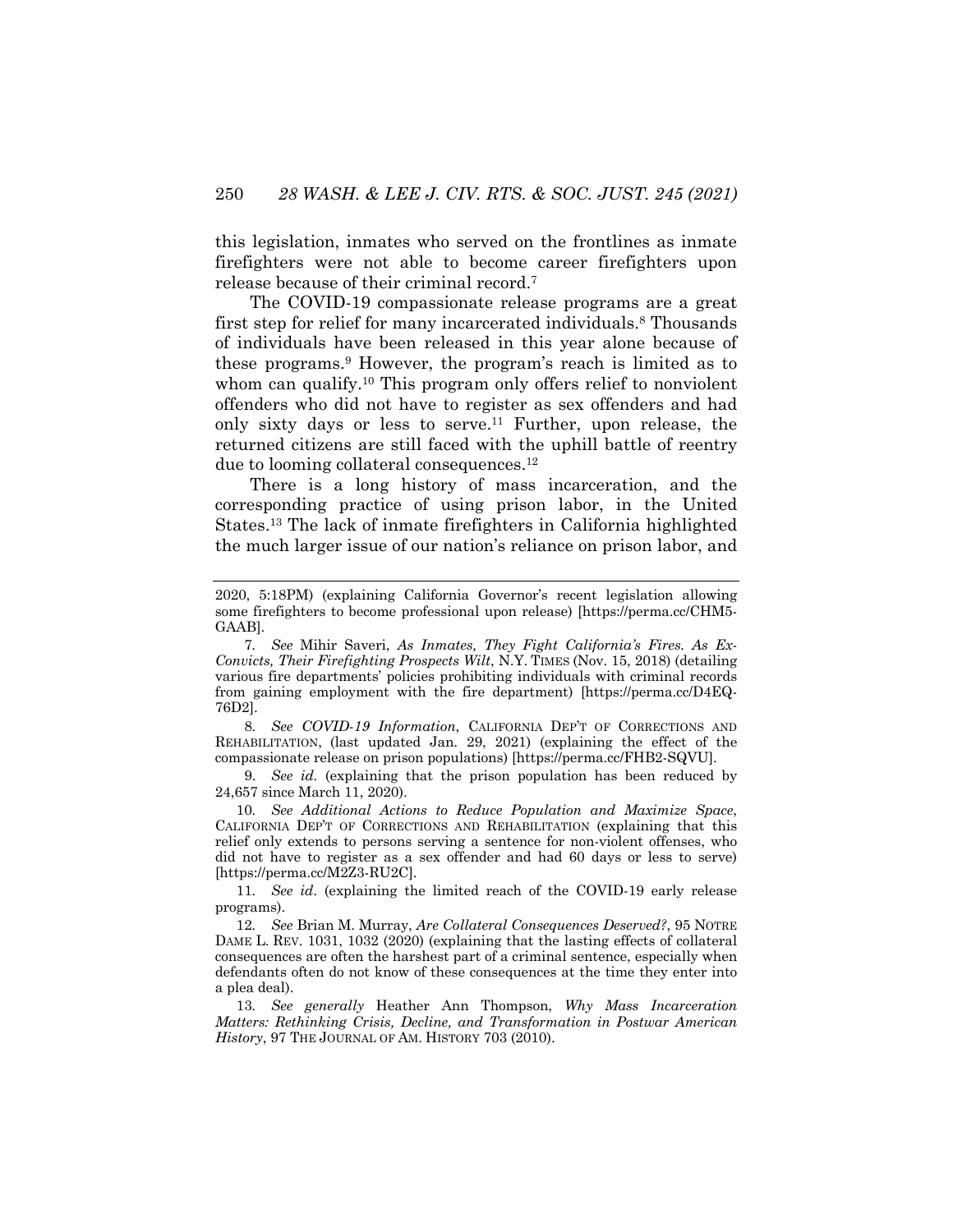this legislation, inmates who served on the frontlines as inmate firefighters were not able to become career firefighters upon release because of their criminal record.[7]

The COVID-19 compassionate release programs are a great first step for relief for many incarcerated individuals.[8] Thousands of individuals have been released in this year alone because of these programs.[9] However, the program's reach is limited as to whom can qualify.[10] This program only offers relief to nonviolent offenders who did not have to register as sex offenders and had only sixty days or less to serve.[11] Further, upon release, the returned citizens are still faced with the uphill battle of reentry due to looming collateral consequences.[12]

There is a long history of mass incarceration, and the corresponding practice of using prison labor, in the United States.[13] The lack of inmate firefighters in California highlighted the much larger issue of our nation's reliance on prison labor, and

---

2020, 5:18PM) (explaining California Governor's recent legislation allowing some firefighters to become professional upon release) [https://perma.cc/CHM5-GAAB].

7. *See* Mihir Saveri, *As Inmates, They Fight California's Fires. As Ex-Convicts, Their Firefighting Prospects Wilt*, N.Y. TIMES (Nov. 15, 2018) (detailing various fire departments' policies prohibiting individuals with criminal records from gaining employment with the fire department) [https://perma.cc/D4EQ-76D2].

8. *See COVID-19 Information*, CALIFORNIA DEP'T OF CORRECTIONS AND REHABILITATION, (last updated Jan. 29, 2021) (explaining the effect of the compassionate release on prison populations) [https://perma.cc/FHB2-SQVU].

9. *See id.* (explaining that the prison population has been reduced by 24,657 since March 11, 2020).

10. *See Additional Actions to Reduce Population and Maximize Space*, CALIFORNIA DEP'T OF CORRECTIONS AND REHABILITATION (explaining that this relief only extends to persons serving a sentence for non-violent offenses, who did not have to register as a sex offender and had 60 days or less to serve) [https://perma.cc/M2Z3-RU2C].

11. *See id*. (explaining the limited reach of the COVID-19 early release programs).

12. *See* Brian M. Murray, *Are Collateral Consequences Deserved?*, 95 NOTRE DAME L. REV. 1031, 1032 (2020) (explaining that the lasting effects of collateral consequences are often the harshest part of a criminal sentence, especially when defendants often do not know of these consequences at the time they enter into a plea deal).

13. *See generally* Heather Ann Thompson, *Why Mass Incarceration Matters: Rethinking Crisis, Decline, and Transformation in Postwar American History*, 97 THE JOURNAL OF AM. HISTORY 703 (2010).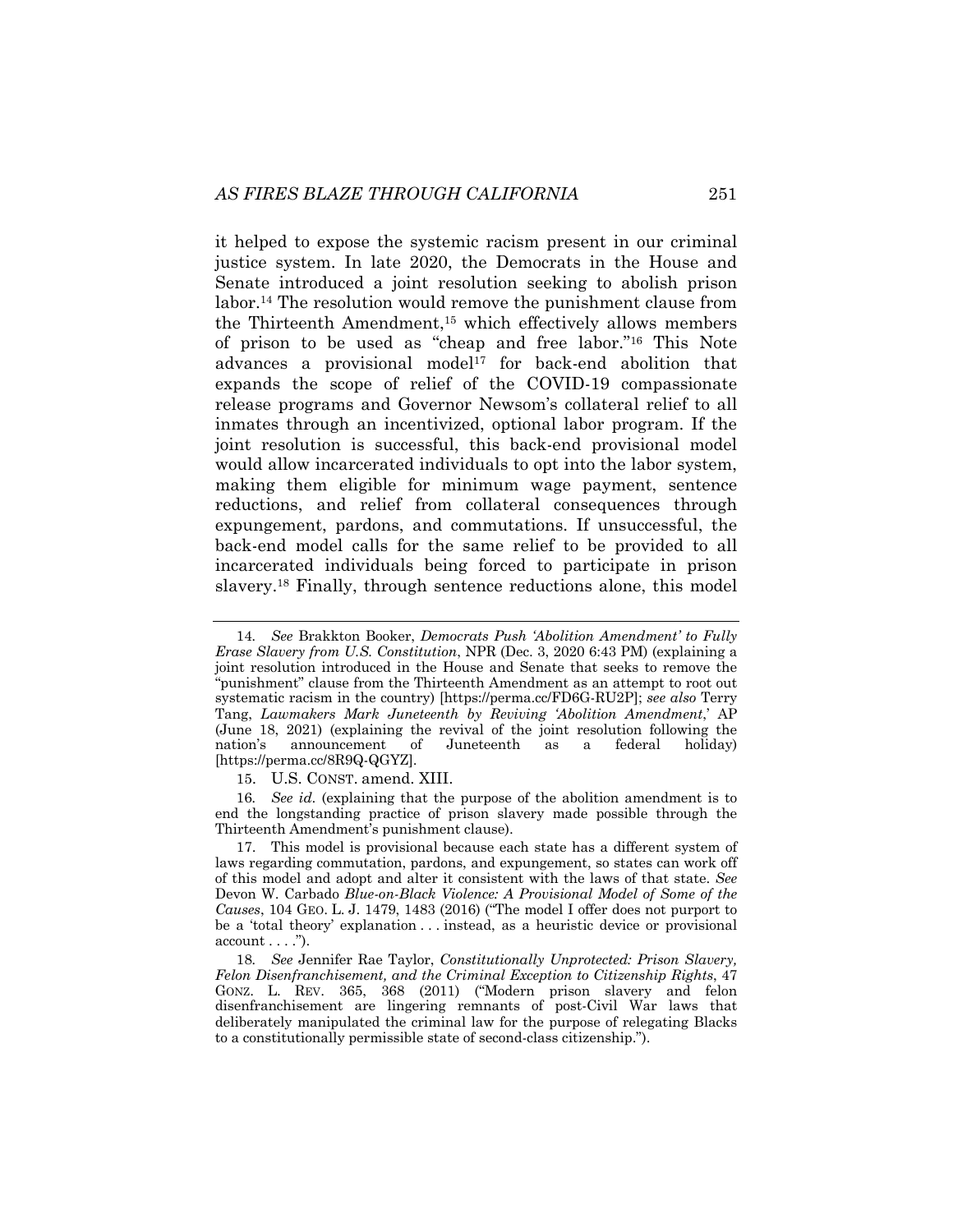it helped to expose the systemic racism present in our criminal justice system. In late 2020, the Democrats in the House and Senate introduced a joint resolution seeking to abolish prison labor.[14] The resolution would remove the punishment clause from the Thirteenth Amendment,[15] which effectively allows members of prison to be used as "cheap and free labor."[16] This Note advances a provisional model[17] for back-end abolition that expands the scope of relief of the COVID-19 compassionate release programs and Governor Newsom's collateral relief to all inmates through an incentivized, optional labor program. If the joint resolution is successful, this back-end provisional model would allow incarcerated individuals to opt into the labor system, making them eligible for minimum wage payment, sentence reductions, and relief from collateral consequences through expungement, pardons, and commutations. If unsuccessful, the back-end model calls for the same relief to be provided to all incarcerated individuals being forced to participate in prison slavery.[18] Finally, through sentence reductions alone, this model

---

14. *See* Brakkton Booker, *Democrats Push 'Abolition Amendment' to Fully Erase Slavery from U.S. Constitution*, NPR (Dec. 3, 2020 6:43 PM) (explaining a joint resolution introduced in the House and Senate that seeks to remove the "punishment" clause from the Thirteenth Amendment as an attempt to root out systematic racism in the country) [https://perma.cc/FD6G-RU2P]; *see also* Terry Tang, *Lawmakers Mark Juneteenth by Reviving 'Abolition Amendment*,' AP (June 18, 2021) (explaining the revival of the joint resolution following the nation's announcement of Juneteenth as a federal holiday) [https://perma.cc/8R9Q-QGYZ].

15. U.S. CONST. amend. XIII.

16. *See id.* (explaining that the purpose of the abolition amendment is to end the longstanding practice of prison slavery made possible through the Thirteenth Amendment's punishment clause).

17. This model is provisional because each state has a different system of laws regarding commutation, pardons, and expungement, so states can work off of this model and adopt and alter it consistent with the laws of that state. *See* Devon W. Carbado *Blue-on-Black Violence: A Provisional Model of Some of the Causes*, 104 GEO. L. J. 1479, 1483 (2016) ("The model I offer does not purport to be a 'total theory' explanation . . . instead, as a heuristic device or provisional account . . . .").

18. *See* Jennifer Rae Taylor, *Constitutionally Unprotected: Prison Slavery, Felon Disenfranchisement, and the Criminal Exception to Citizenship Rights*, 47 GONZ. L. REV. 365, 368 (2011) ("Modern prison slavery and felon disenfranchisement are lingering remnants of post-Civil War laws that deliberately manipulated the criminal law for the purpose of relegating Blacks to a constitutionally permissible state of second-class citizenship.").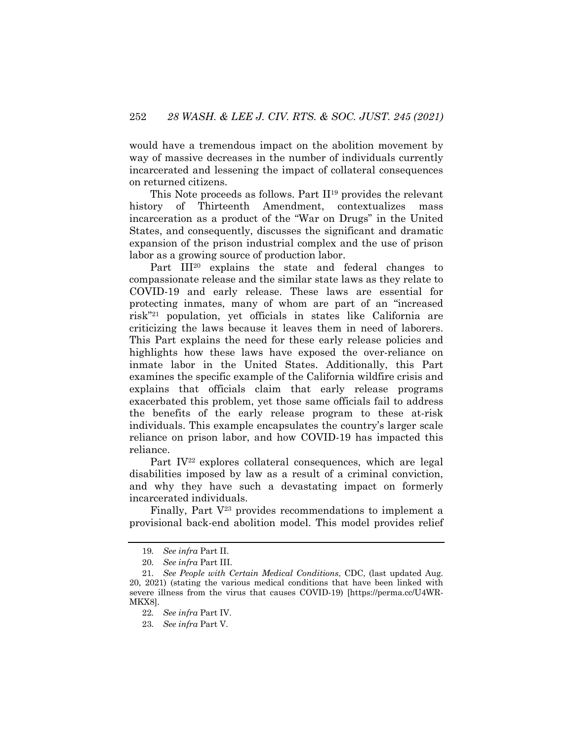would have a tremendous impact on the abolition movement by way of massive decreases in the number of individuals currently incarcerated and lessening the impact of collateral consequences on returned citizens.

This Note proceeds as follows. Part II[19] provides the relevant history of Thirteenth Amendment, contextualizes mass incarceration as a product of the "War on Drugs" in the United States, and consequently, discusses the significant and dramatic expansion of the prison industrial complex and the use of prison labor as a growing source of production labor.

Part III[20] explains the state and federal changes to compassionate release and the similar state laws as they relate to COVID-19 and early release. These laws are essential for protecting inmates, many of whom are part of an "increased risk"[21] population, yet officials in states like California are criticizing the laws because it leaves them in need of laborers. This Part explains the need for these early release policies and highlights how these laws have exposed the over-reliance on inmate labor in the United States. Additionally, this Part examines the specific example of the California wildfire crisis and explains that officials claim that early release programs exacerbated this problem, yet those same officials fail to address the benefits of the early release program to these at-risk individuals. This example encapsulates the country's larger scale reliance on prison labor, and how COVID-19 has impacted this reliance.

Part IV[22] explores collateral consequences, which are legal disabilities imposed by law as a result of a criminal conviction, and why they have such a devastating impact on formerly incarcerated individuals.

Finally, Part V[23] provides recommendations to implement a provisional back-end abolition model. This model provides relief

---

19. *See infra* Part II.

20. *See infra* Part III.

21. *See People with Certain Medical Conditions*, CDC, (last updated Aug. 20, 2021) (stating the various medical conditions that have been linked with severe illness from the virus that causes COVID-19) [https://perma.cc/U4WR-MKX8].

22. *See infra* Part IV.

23. *See infra* Part V.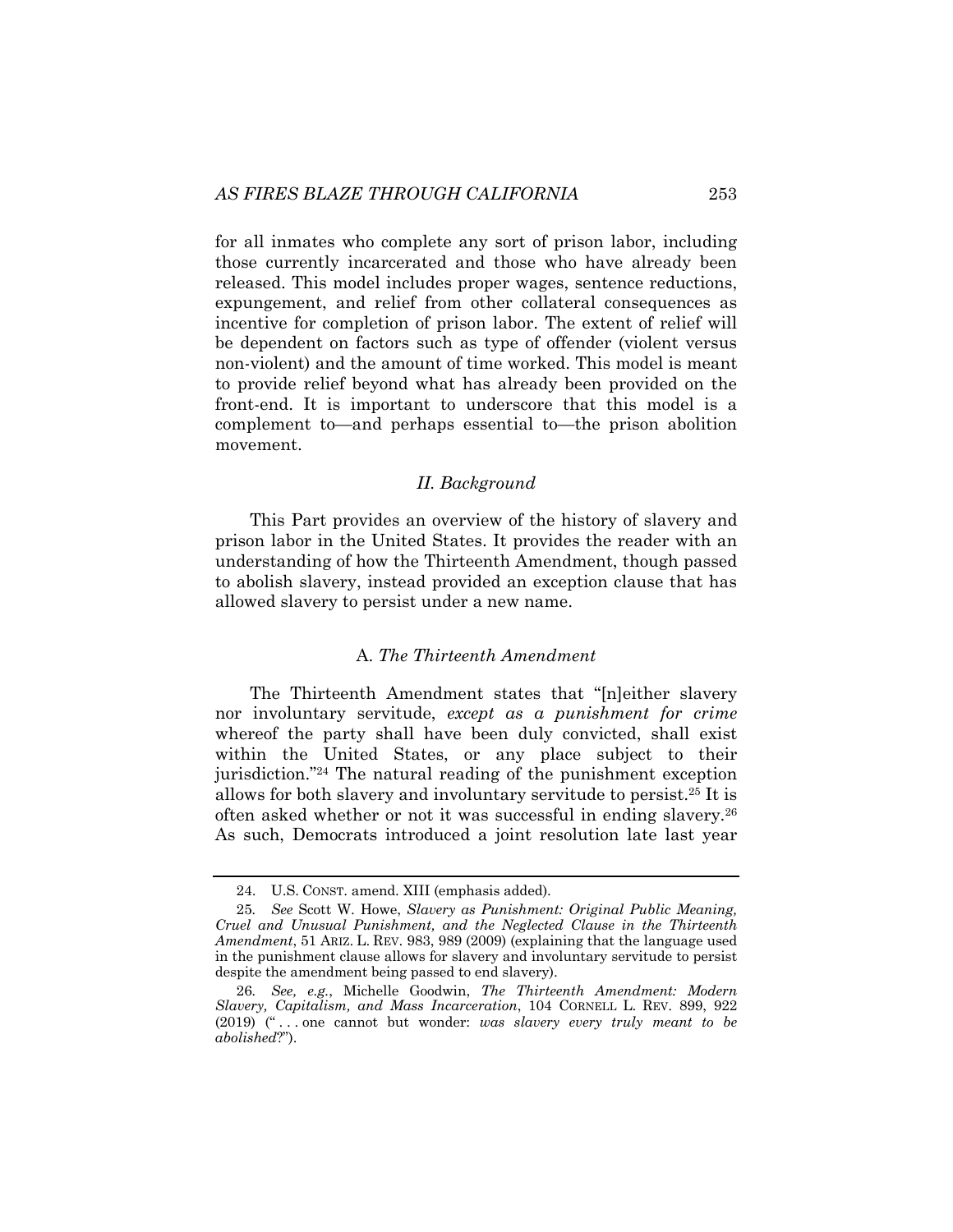for all inmates who complete any sort of prison labor, including those currently incarcerated and those who have already been released. This model includes proper wages, sentence reductions, expungement, and relief from other collateral consequences as incentive for completion of prison labor. The extent of relief will be dependent on factors such as type of offender (violent versus non-violent) and the amount of time worked. This model is meant to provide relief beyond what has already been provided on the front-end. It is important to underscore that this model is a complement to—and perhaps essential to—the prison abolition movement.

## *II. Background*

This Part provides an overview of the history of slavery and prison labor in the United States. It provides the reader with an understanding of how the Thirteenth Amendment, though passed to abolish slavery, instead provided an exception clause that has allowed slavery to persist under a new name.

### A. *The Thirteenth Amendment*

The Thirteenth Amendment states that "[n]either slavery nor involuntary servitude, *except as a punishment for crime* whereof the party shall have been duly convicted, shall exist within the United States, or any place subject to their jurisdiction."[24] The natural reading of the punishment exception allows for both slavery and involuntary servitude to persist.[25] It is often asked whether or not it was successful in ending slavery.[26] As such, Democrats introduced a joint resolution late last year

---

24. U.S. CONST. amend. XIII (emphasis added).

25. *See* Scott W. Howe, *Slavery as Punishment: Original Public Meaning, Cruel and Unusual Punishment, and the Neglected Clause in the Thirteenth Amendment*, 51 ARIZ. L. REV. 983, 989 (2009) (explaining that the language used in the punishment clause allows for slavery and involuntary servitude to persist despite the amendment being passed to end slavery).

26. *See, e.g.*, Michelle Goodwin, *The Thirteenth Amendment: Modern Slavery, Capitalism, and Mass Incarceration*, 104 CORNELL L. REV. 899, 922 (2019) (" . . . one cannot but wonder: *was slavery every truly meant to be abolished*?").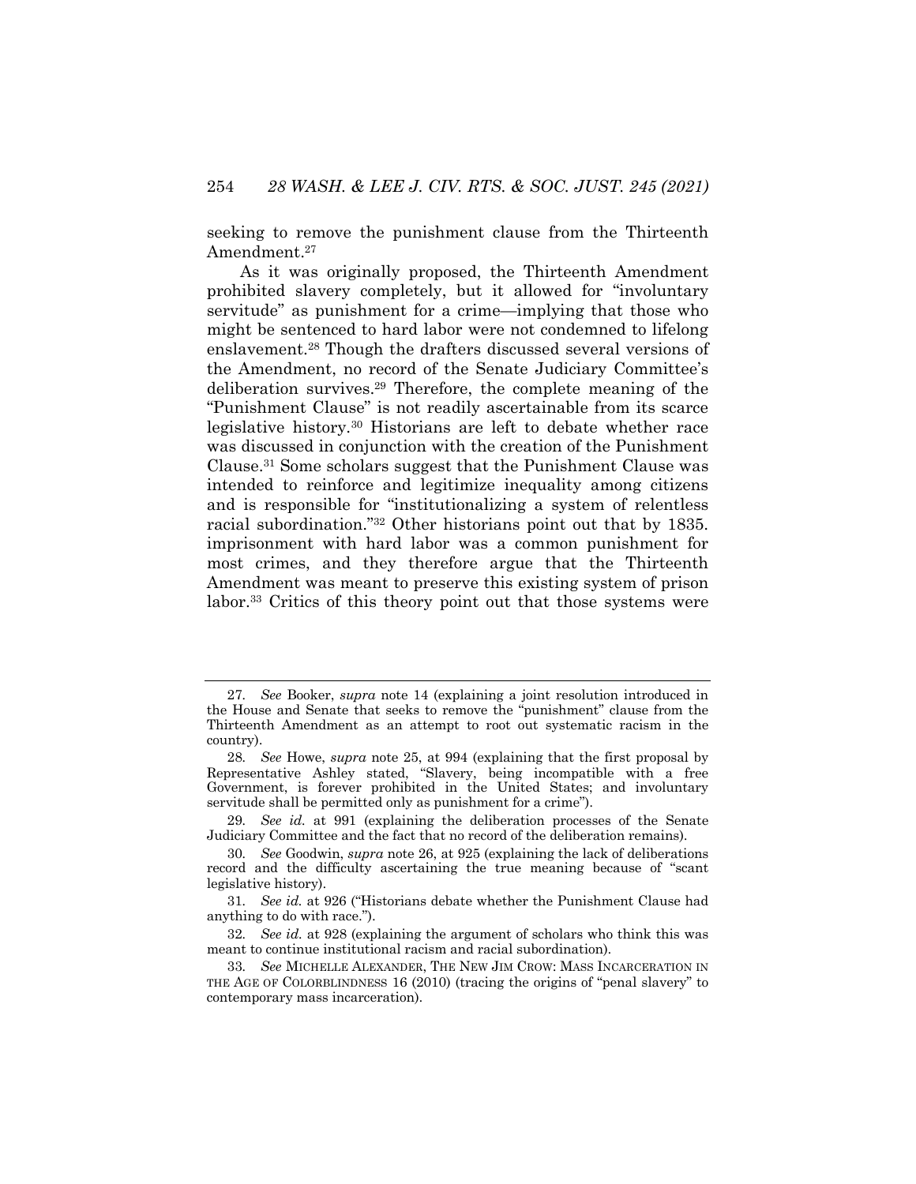seeking to remove the punishment clause from the Thirteenth Amendment.[27]

As it was originally proposed, the Thirteenth Amendment prohibited slavery completely, but it allowed for "involuntary servitude" as punishment for a crime—implying that those who might be sentenced to hard labor were not condemned to lifelong enslavement.[28] Though the drafters discussed several versions of the Amendment, no record of the Senate Judiciary Committee's deliberation survives.[29] Therefore, the complete meaning of the "Punishment Clause" is not readily ascertainable from its scarce legislative history.[30] Historians are left to debate whether race was discussed in conjunction with the creation of the Punishment Clause.[31] Some scholars suggest that the Punishment Clause was intended to reinforce and legitimize inequality among citizens and is responsible for "institutionalizing a system of relentless racial subordination."[32] Other historians point out that by 1835. imprisonment with hard labor was a common punishment for most crimes, and they therefore argue that the Thirteenth Amendment was meant to preserve this existing system of prison labor.[33] Critics of this theory point out that those systems were

---

27. *See* Booker, *supra* note 14 (explaining a joint resolution introduced in the House and Senate that seeks to remove the "punishment" clause from the Thirteenth Amendment as an attempt to root out systematic racism in the country).

28. *See* Howe, *supra* note 25, at 994 (explaining that the first proposal by Representative Ashley stated, "Slavery, being incompatible with a free Government, is forever prohibited in the United States; and involuntary servitude shall be permitted only as punishment for a crime").

29. *See id.* at 991 (explaining the deliberation processes of the Senate Judiciary Committee and the fact that no record of the deliberation remains).

30. *See* Goodwin, *supra* note 26, at 925 (explaining the lack of deliberations record and the difficulty ascertaining the true meaning because of "scant legislative history).

31. *See id.* at 926 ("Historians debate whether the Punishment Clause had anything to do with race.").

32. *See id.* at 928 (explaining the argument of scholars who think this was meant to continue institutional racism and racial subordination).

33. *See* MICHELLE ALEXANDER, THE NEW JIM CROW: MASS INCARCERATION IN THE AGE OF COLORBLINDNESS 16 (2010) (tracing the origins of "penal slavery" to contemporary mass incarceration).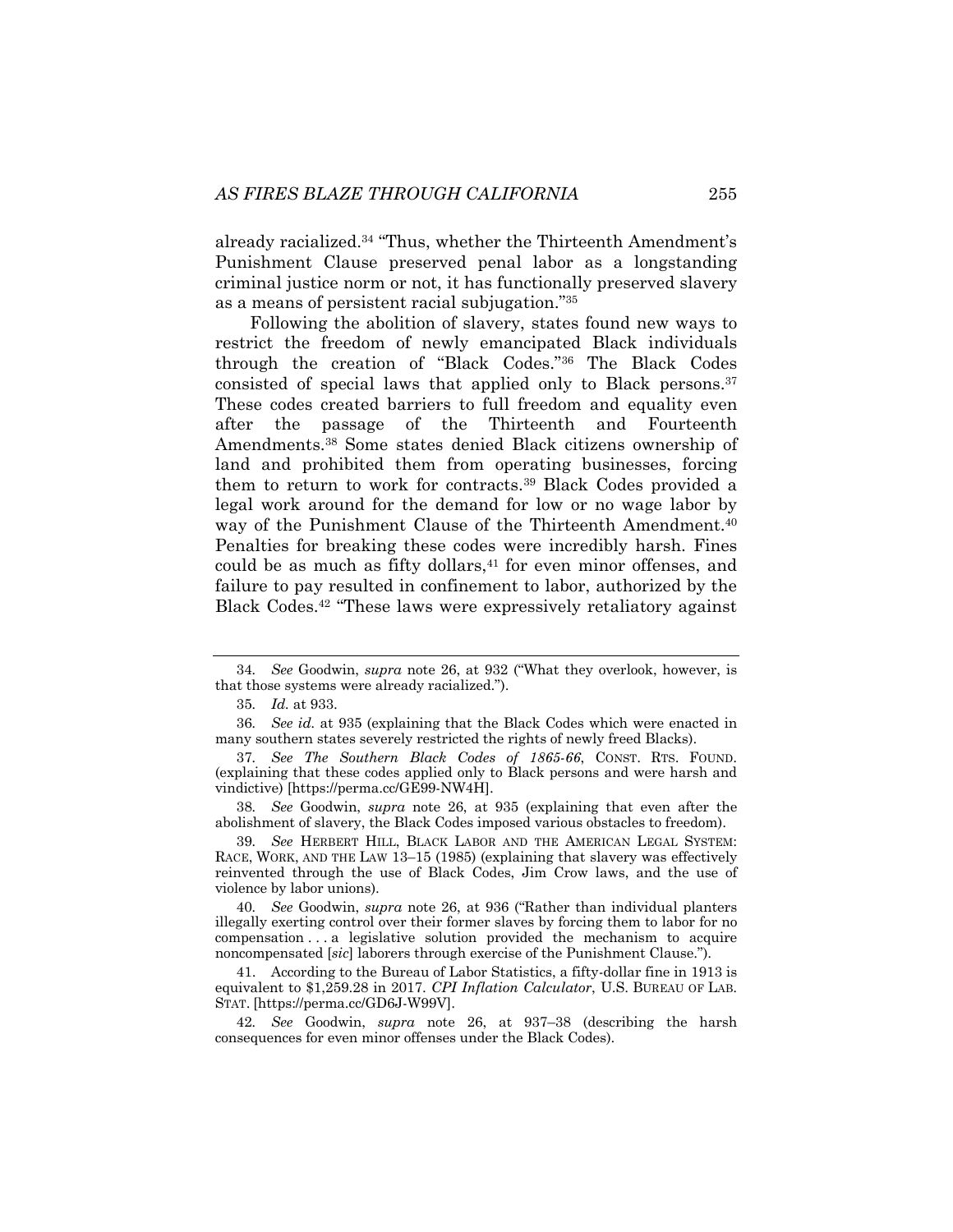already racialized.[34] "Thus, whether the Thirteenth Amendment's Punishment Clause preserved penal labor as a longstanding criminal justice norm or not, it has functionally preserved slavery as a means of persistent racial subjugation."[35]

Following the abolition of slavery, states found new ways to restrict the freedom of newly emancipated Black individuals through the creation of "Black Codes."[36] The Black Codes consisted of special laws that applied only to Black persons.[37] These codes created barriers to full freedom and equality even after the passage of the Thirteenth and Fourteenth Amendments.[38] Some states denied Black citizens ownership of land and prohibited them from operating businesses, forcing them to return to work for contracts.[39] Black Codes provided a legal work around for the demand for low or no wage labor by way of the Punishment Clause of the Thirteenth Amendment.[40] Penalties for breaking these codes were incredibly harsh. Fines could be as much as fifty dollars,[41] for even minor offenses, and failure to pay resulted in confinement to labor, authorized by the Black Codes.[42] "These laws were expressively retaliatory against

---

34. *See* Goodwin, *supra* note 26, at 932 ("What they overlook, however, is that those systems were already racialized.").

35. *Id.* at 933.

36. *See id.* at 935 (explaining that the Black Codes which were enacted in many southern states severely restricted the rights of newly freed Blacks).

37. *See The Southern Black Codes of 1865-66*, CONST. RTS. FOUND. (explaining that these codes applied only to Black persons and were harsh and vindictive) [https://perma.cc/GE99-NW4H].

38. *See* Goodwin, *supra* note 26, at 935 (explaining that even after the abolishment of slavery, the Black Codes imposed various obstacles to freedom).

39. *See* HERBERT HILL, BLACK LABOR AND THE AMERICAN LEGAL SYSTEM: RACE, WORK, AND THE LAW 13–15 (1985) (explaining that slavery was effectively reinvented through the use of Black Codes, Jim Crow laws, and the use of violence by labor unions).

40. *See* Goodwin, *supra* note 26, at 936 ("Rather than individual planters illegally exerting control over their former slaves by forcing them to labor for no compensation . . . a legislative solution provided the mechanism to acquire noncompensated [*sic*] laborers through exercise of the Punishment Clause.").

41. According to the Bureau of Labor Statistics, a fifty-dollar fine in 1913 is equivalent to $1,259.28 in 2017. *CPI Inflation Calculator*, U.S. BUREAU OF LAB. STAT. [https://perma.cc/GD6J-W99V].

42. *See* Goodwin, *supra* note 26, at 937–38 (describing the harsh consequences for even minor offenses under the Black Codes).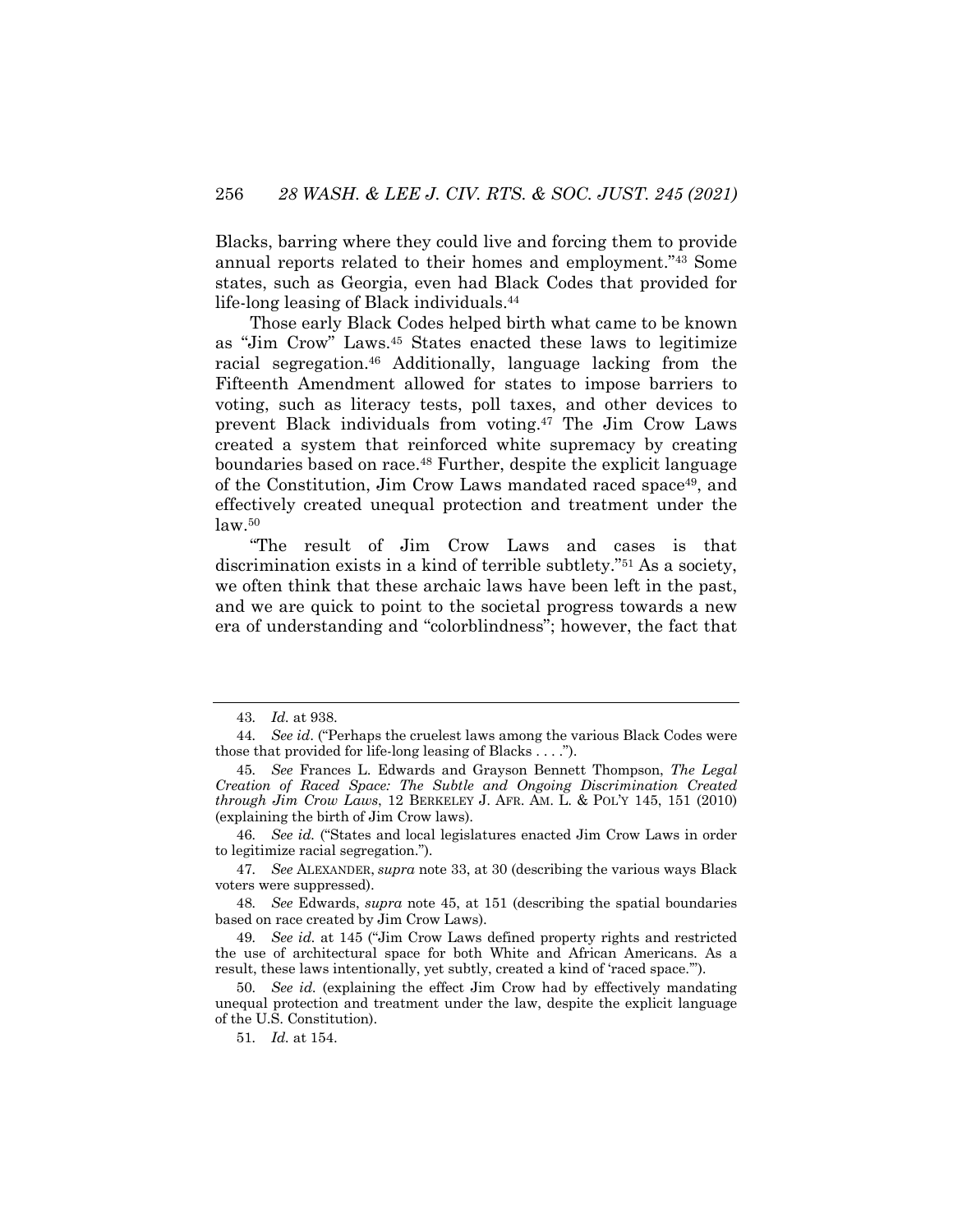Blacks, barring where they could live and forcing them to provide annual reports related to their homes and employment."[43] Some states, such as Georgia, even had Black Codes that provided for life-long leasing of Black individuals.[44]

Those early Black Codes helped birth what came to be known as "Jim Crow" Laws.[45] States enacted these laws to legitimize racial segregation.[46] Additionally, language lacking from the Fifteenth Amendment allowed for states to impose barriers to voting, such as literacy tests, poll taxes, and other devices to prevent Black individuals from voting.[47] The Jim Crow Laws created a system that reinforced white supremacy by creating boundaries based on race.[48] Further, despite the explicit language of the Constitution, Jim Crow Laws mandated raced space[49], and effectively created unequal protection and treatment under the law.[50]

"The result of Jim Crow Laws and cases is that discrimination exists in a kind of terrible subtlety."[51] As a society, we often think that these archaic laws have been left in the past, and we are quick to point to the societal progress towards a new era of understanding and "colorblindness"; however, the fact that

---

43. *Id.* at 938.

44. *See id*. ("Perhaps the cruelest laws among the various Black Codes were those that provided for life-long leasing of Blacks . . . .").

45. *See* Frances L. Edwards and Grayson Bennett Thompson, *The Legal Creation of Raced Space: The Subtle and Ongoing Discrimination Created through Jim Crow Laws*, 12 BERKELEY J. AFR. AM. L. & POL'Y 145, 151 (2010) (explaining the birth of Jim Crow laws).

46. *See id.* ("States and local legislatures enacted Jim Crow Laws in order to legitimize racial segregation.").

47. *See* ALEXANDER, *supra* note 33, at 30 (describing the various ways Black voters were suppressed).

48. *See* Edwards, *supra* note 45, at 151 (describing the spatial boundaries based on race created by Jim Crow Laws).

49. *See id.* at 145 ("Jim Crow Laws defined property rights and restricted the use of architectural space for both White and African Americans. As a result, these laws intentionally, yet subtly, created a kind of 'raced space.'").

50. *See id.* (explaining the effect Jim Crow had by effectively mandating unequal protection and treatment under the law, despite the explicit language of the U.S. Constitution).

51. *Id.* at 154.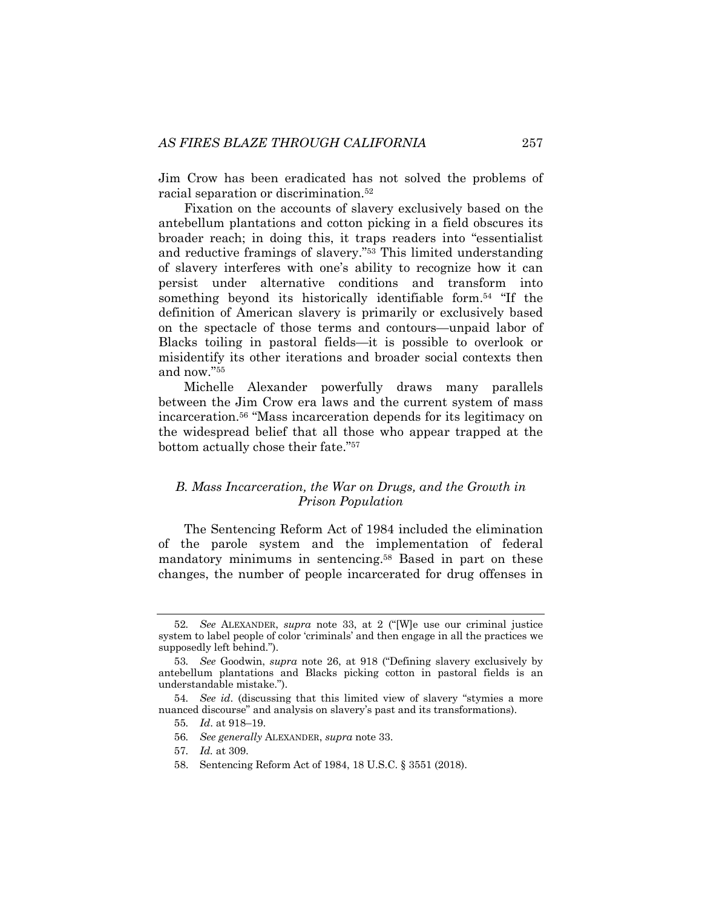Jim Crow has been eradicated has not solved the problems of racial separation or discrimination.[52]

Fixation on the accounts of slavery exclusively based on the antebellum plantations and cotton picking in a field obscures its broader reach; in doing this, it traps readers into "essentialist and reductive framings of slavery."[53] This limited understanding of slavery interferes with one's ability to recognize how it can persist under alternative conditions and transform into something beyond its historically identifiable form.[54] "If the definition of American slavery is primarily or exclusively based on the spectacle of those terms and contours—unpaid labor of Blacks toiling in pastoral fields—it is possible to overlook or misidentify its other iterations and broader social contexts then and now."[55]

Michelle Alexander powerfully draws many parallels between the Jim Crow era laws and the current system of mass incarceration.[56] "Mass incarceration depends for its legitimacy on the widespread belief that all those who appear trapped at the bottom actually chose their fate."[57]

### *B. Mass Incarceration, the War on Drugs, and the Growth in Prison Population*

The Sentencing Reform Act of 1984 included the elimination of the parole system and the implementation of federal mandatory minimums in sentencing.[58] Based in part on these changes, the number of people incarcerated for drug offenses in

---

52. *See* ALEXANDER, *supra* note 33, at 2 ("[W]e use our criminal justice system to label people of color 'criminals' and then engage in all the practices we supposedly left behind.").

53. *See* Goodwin, *supra* note 26, at 918 ("Defining slavery exclusively by antebellum plantations and Blacks picking cotton in pastoral fields is an understandable mistake.").

54. *See id*. (discussing that this limited view of slavery "stymies a more nuanced discourse" and analysis on slavery's past and its transformations).

55. *Id*. at 918–19.

56. *See generally* ALEXANDER, *supra* note 33.

57. *Id.* at 309.

58. Sentencing Reform Act of 1984, 18 U.S.C. § 3551 (2018).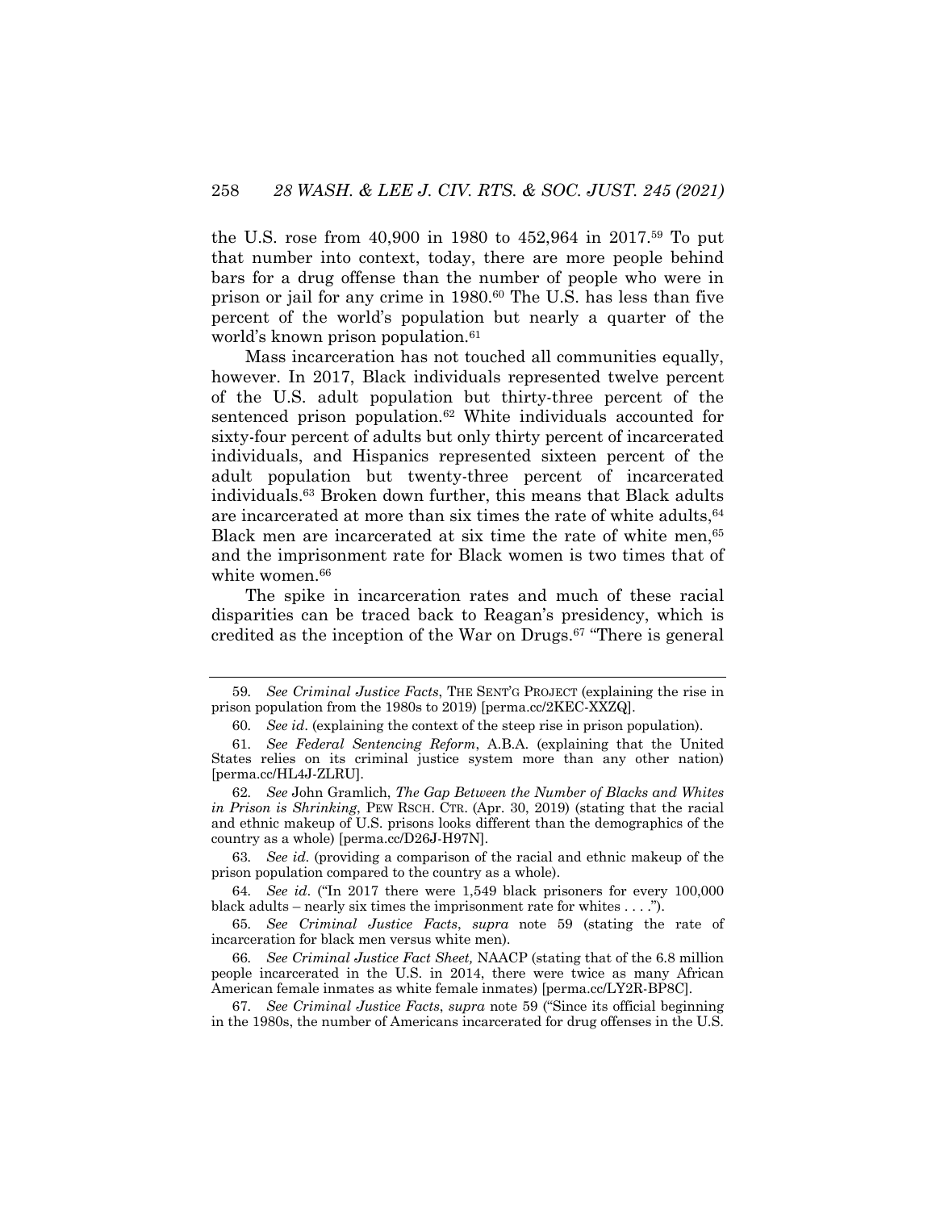the U.S. rose from 40,900 in 1980 to 452,964 in 2017.[59] To put that number into context, today, there are more people behind bars for a drug offense than the number of people who were in prison or jail for any crime in 1980.[60] The U.S. has less than five percent of the world's population but nearly a quarter of the world's known prison population.[61]

Mass incarceration has not touched all communities equally, however. In 2017, Black individuals represented twelve percent of the U.S. adult population but thirty-three percent of the sentenced prison population.[62] White individuals accounted for sixty-four percent of adults but only thirty percent of incarcerated individuals, and Hispanics represented sixteen percent of the adult population but twenty-three percent of incarcerated individuals.[63] Broken down further, this means that Black adults are incarcerated at more than six times the rate of white adults,[64] Black men are incarcerated at six time the rate of white men,[65] and the imprisonment rate for Black women is two times that of white women.[66]

The spike in incarceration rates and much of these racial disparities can be traced back to Reagan's presidency, which is credited as the inception of the War on Drugs.[67] "There is general

---

59. *See Criminal Justice Facts*, THE SENT'G PROJECT (explaining the rise in prison population from the 1980s to 2019) [perma.cc/2KEC-XXZQ].

60. *See id.* (explaining the context of the steep rise in prison population).

61. *See Federal Sentencing Reform*, A.B.A. (explaining that the United States relies on its criminal justice system more than any other nation) [perma.cc/HL4J-ZLRU].

62. *See* John Gramlich, *The Gap Between the Number of Blacks and Whites in Prison is Shrinking*, PEW RSCH. CTR. (Apr. 30, 2019) (stating that the racial and ethnic makeup of U.S. prisons looks different than the demographics of the country as a whole) [perma.cc/D26J-H97N].

63. *See id.* (providing a comparison of the racial and ethnic makeup of the prison population compared to the country as a whole).

64. *See id.* ("In 2017 there were 1,549 black prisoners for every 100,000 black adults – nearly six times the imprisonment rate for whites . . . .").

65. *See Criminal Justice Facts*, *supra* note 59 (stating the rate of incarceration for black men versus white men).

66. *See Criminal Justice Fact Sheet,* NAACP (stating that of the 6.8 million people incarcerated in the U.S. in 2014, there were twice as many African American female inmates as white female inmates) [perma.cc/LY2R-BP8C].

67. *See Criminal Justice Facts*, *supra* note 59 ("Since its official beginning in the 1980s, the number of Americans incarcerated for drug offenses in the U.S.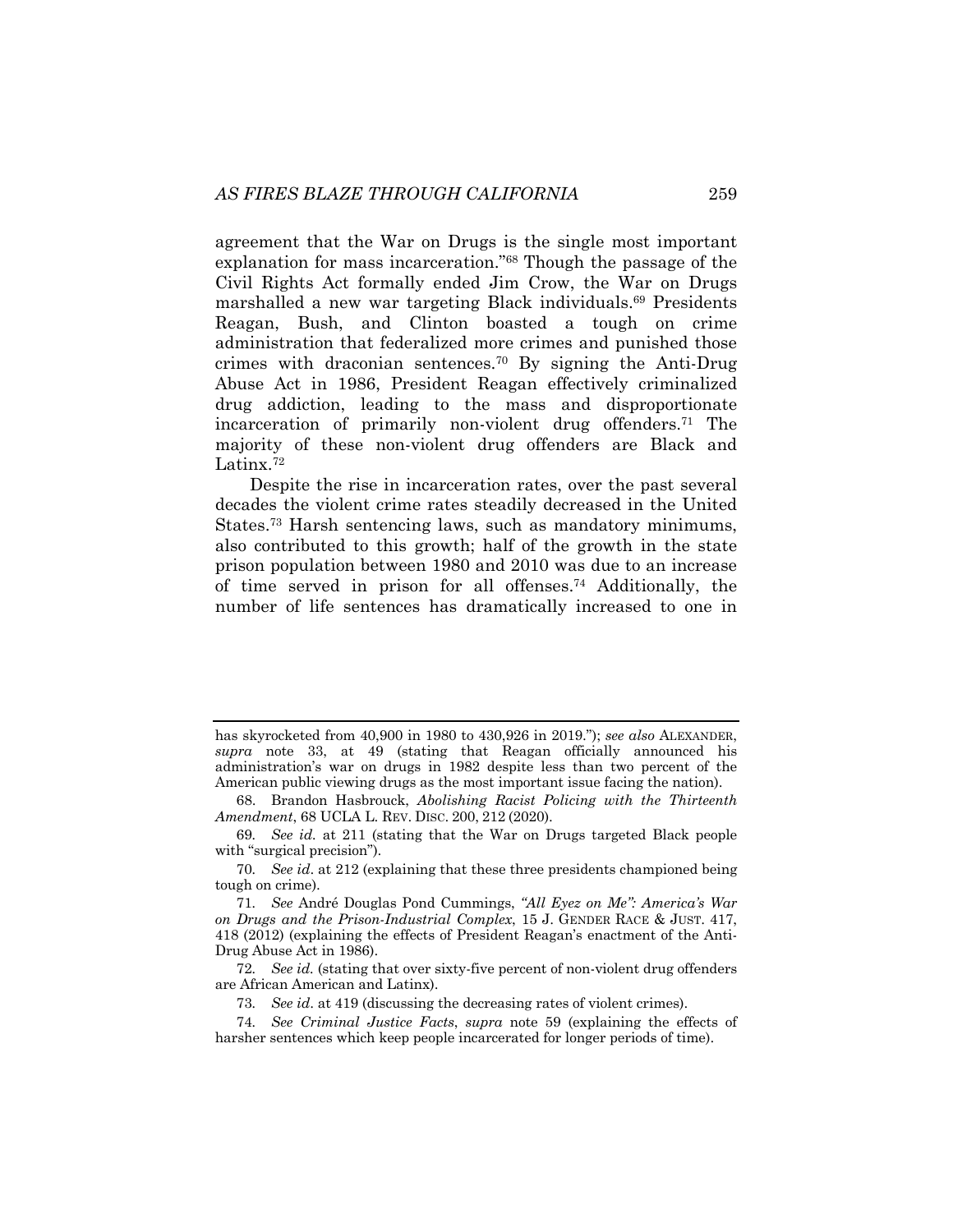agreement that the War on Drugs is the single most important explanation for mass incarceration."[68] Though the passage of the Civil Rights Act formally ended Jim Crow, the War on Drugs marshalled a new war targeting Black individuals.[69] Presidents Reagan, Bush, and Clinton boasted a tough on crime administration that federalized more crimes and punished those crimes with draconian sentences.[70] By signing the Anti-Drug Abuse Act in 1986, President Reagan effectively criminalized drug addiction, leading to the mass and disproportionate incarceration of primarily non-violent drug offenders.[71] The majority of these non-violent drug offenders are Black and Latinx.[72]

Despite the rise in incarceration rates, over the past several decades the violent crime rates steadily decreased in the United States.[73] Harsh sentencing laws, such as mandatory minimums, also contributed to this growth; half of the growth in the state prison population between 1980 and 2010 was due to an increase of time served in prison for all offenses.[74] Additionally, the number of life sentences has dramatically increased to one in

---

has skyrocketed from 40,900 in 1980 to 430,926 in 2019."); *see also* ALEXANDER, *supra* note 33, at 49 (stating that Reagan officially announced his administration's war on drugs in 1982 despite less than two percent of the American public viewing drugs as the most important issue facing the nation).

68. Brandon Hasbrouck, *Abolishing Racist Policing with the Thirteenth Amendment*, 68 UCLA L. REV. DISC. 200, 212 (2020).

69. *See id.* at 211 (stating that the War on Drugs targeted Black people with "surgical precision").

70. *See id*. at 212 (explaining that these three presidents championed being tough on crime).

71. *See* André Douglas Pond Cummings, *"All Eyez on Me": America's War on Drugs and the Prison-Industrial Complex*, 15 J. GENDER RACE & JUST. 417, 418 (2012) (explaining the effects of President Reagan's enactment of the Anti-Drug Abuse Act in 1986).

72. *See id.* (stating that over sixty-five percent of non-violent drug offenders are African American and Latinx).

73. *See id*. at 419 (discussing the decreasing rates of violent crimes).

74. *See Criminal Justice Facts*, *supra* note 59 (explaining the effects of harsher sentences which keep people incarcerated for longer periods of time).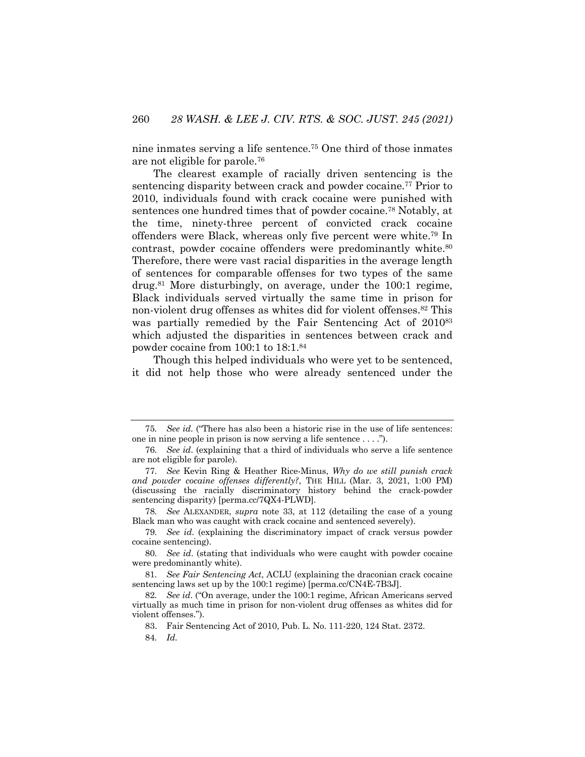nine inmates serving a life sentence.[75] One third of those inmates are not eligible for parole.[76]

The clearest example of racially driven sentencing is the sentencing disparity between crack and powder cocaine.[77] Prior to 2010, individuals found with crack cocaine were punished with sentences one hundred times that of powder cocaine.[78] Notably, at the time, ninety-three percent of convicted crack cocaine offenders were Black, whereas only five percent were white.[79] In contrast, powder cocaine offenders were predominantly white.[80] Therefore, there were vast racial disparities in the average length of sentences for comparable offenses for two types of the same drug.[81] More disturbingly, on average, under the 100:1 regime, Black individuals served virtually the same time in prison for non-violent drug offenses as whites did for violent offenses.[82] This was partially remedied by the Fair Sentencing Act of 2010[83] which adjusted the disparities in sentences between crack and powder cocaine from 100:1 to 18:1.[84]

Though this helped individuals who were yet to be sentenced, it did not help those who were already sentenced under the

---

75. *See id.* ("There has also been a historic rise in the use of life sentences: one in nine people in prison is now serving a life sentence . . . .").

76. *See id*. (explaining that a third of individuals who serve a life sentence are not eligible for parole).

77. *See* Kevin Ring & Heather Rice-Minus, *Why do we still punish crack and powder cocaine offenses differently?*, THE HILL (Mar. 3, 2021, 1:00 PM) (discussing the racially discriminatory history behind the crack-powder sentencing disparity) [perma.cc/7QX4-PLWD].

78. *See* ALEXANDER, *supra* note 33, at 112 (detailing the case of a young Black man who was caught with crack cocaine and sentenced severely).

79. *See id.* (explaining the discriminatory impact of crack versus powder cocaine sentencing).

80. *See id*. (stating that individuals who were caught with powder cocaine were predominantly white).

81. *See Fair Sentencing Act*, ACLU (explaining the draconian crack cocaine sentencing laws set up by the 100:1 regime) [perma.cc/CN4E-7B3J].

82. *See id*. ("On average, under the 100:1 regime, African Americans served virtually as much time in prison for non-violent drug offenses as whites did for violent offenses.").

83. Fair Sentencing Act of 2010, Pub. L. No. 111-220, 124 Stat. 2372.

84. *Id.*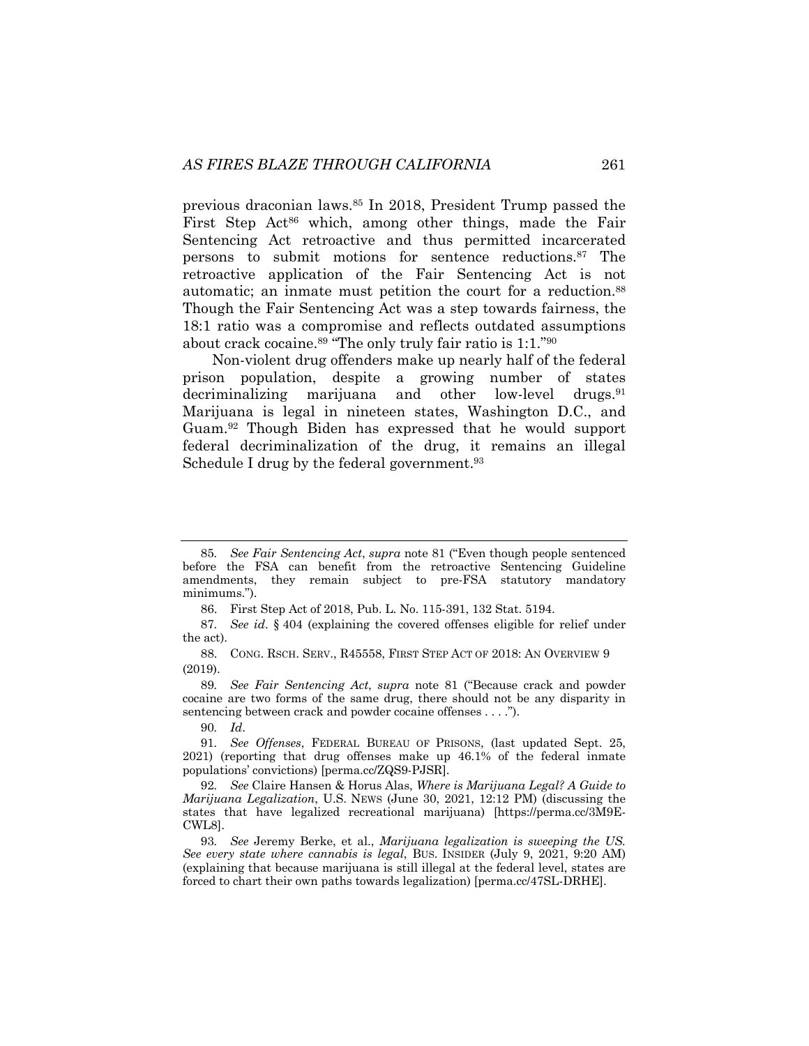previous draconian laws.[85] In 2018, President Trump passed the First Step Act[86] which, among other things, made the Fair Sentencing Act retroactive and thus permitted incarcerated persons to submit motions for sentence reductions.[87] The retroactive application of the Fair Sentencing Act is not automatic; an inmate must petition the court for a reduction.[88] Though the Fair Sentencing Act was a step towards fairness, the 18:1 ratio was a compromise and reflects outdated assumptions about crack cocaine.[89] "The only truly fair ratio is 1:1."[90]

Non-violent drug offenders make up nearly half of the federal prison population, despite a growing number of states decriminalizing marijuana and other low-level drugs.[91] Marijuana is legal in nineteen states, Washington D.C., and Guam.[92] Though Biden has expressed that he would support federal decriminalization of the drug, it remains an illegal Schedule I drug by the federal government.[93]

---

85. *See Fair Sentencing Act*, *supra* note 81 ("Even though people sentenced before the FSA can benefit from the retroactive Sentencing Guideline amendments, they remain subject to pre-FSA statutory mandatory minimums.").

86. First Step Act of 2018, Pub. L. No. 115-391, 132 Stat. 5194.

87. *See id*. § 404 (explaining the covered offenses eligible for relief under the act).

88. CONG. RSCH. SERV., R45558, FIRST STEP ACT OF 2018: AN OVERVIEW 9 (2019).

89. *See Fair Sentencing Act*, *supra* note 81 ("Because crack and powder cocaine are two forms of the same drug, there should not be any disparity in sentencing between crack and powder cocaine offenses . . . .").

90. *Id*.

91. *See Offenses*, FEDERAL BUREAU OF PRISONS, (last updated Sept. 25, 2021) (reporting that drug offenses make up 46.1% of the federal inmate populations' convictions) [perma.cc/ZQS9-PJSR].

92. *See* Claire Hansen & Horus Alas, *Where is Marijuana Legal? A Guide to Marijuana Legalization*, U.S. NEWS (June 30, 2021, 12:12 PM) (discussing the states that have legalized recreational marijuana) [https://perma.cc/3M9E-CWL8].

93. *See* Jeremy Berke, et al., *Marijuana legalization is sweeping the US. See every state where cannabis is legal*, BUS. INSIDER (July 9, 2021, 9:20 AM) (explaining that because marijuana is still illegal at the federal level, states are forced to chart their own paths towards legalization) [perma.cc/47SL-DRHE].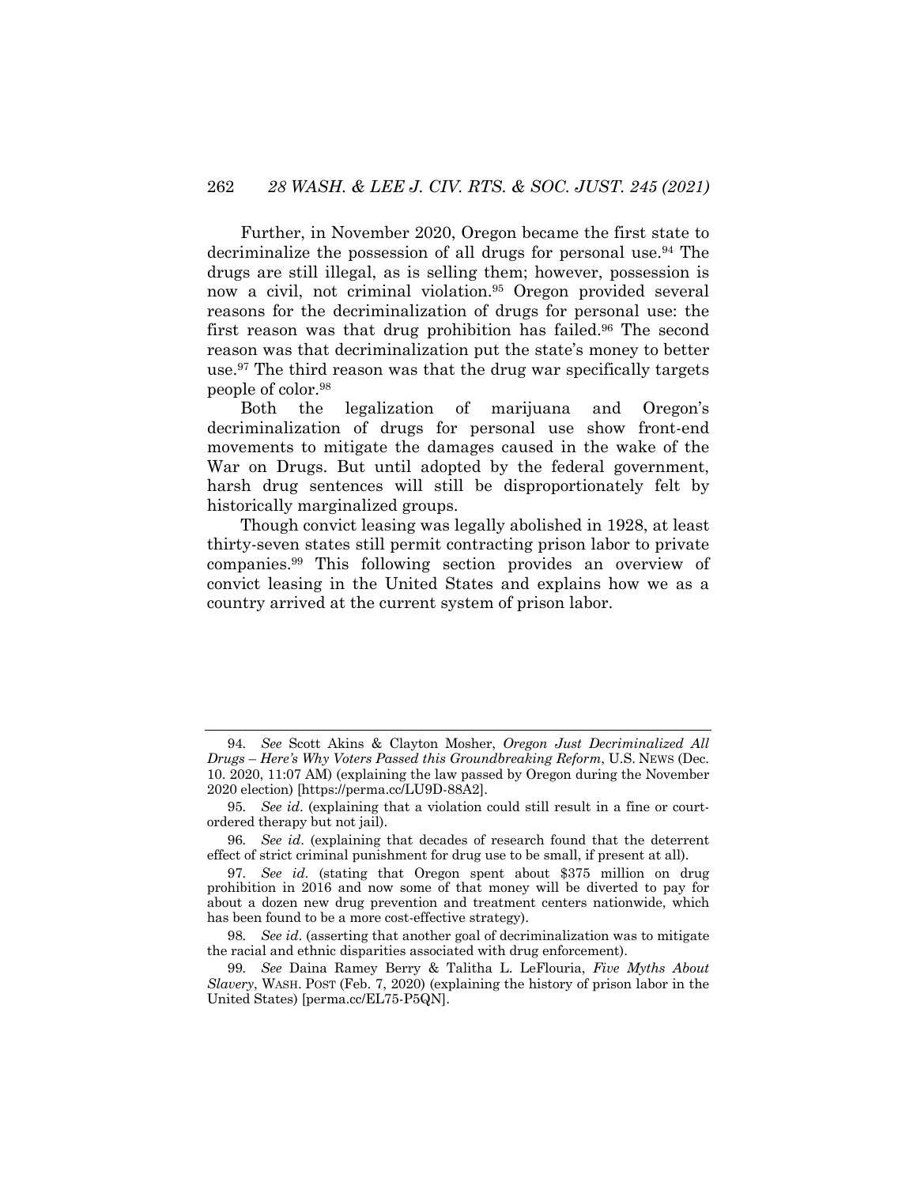Further, in November 2020, Oregon became the first state to decriminalize the possession of all drugs for personal use.[94] The drugs are still illegal, as is selling them; however, possession is now a civil, not criminal violation.[95] Oregon provided several reasons for the decriminalization of drugs for personal use: the first reason was that drug prohibition has failed.[96] The second reason was that decriminalization put the state's money to better use.[97] The third reason was that the drug war specifically targets people of color.[98]

Both the legalization of marijuana and Oregon's decriminalization of drugs for personal use show front-end movements to mitigate the damages caused in the wake of the War on Drugs. But until adopted by the federal government, harsh drug sentences will still be disproportionately felt by historically marginalized groups.

Though convict leasing was legally abolished in 1928, at least thirty-seven states still permit contracting prison labor to private companies.[99] This following section provides an overview of convict leasing in the United States and explains how we as a country arrived at the current system of prison labor.

---

94. *See* Scott Akins & Clayton Mosher, *Oregon Just Decriminalized All Drugs – Here's Why Voters Passed this Groundbreaking Reform*, U.S. NEWS (Dec. 10. 2020, 11:07 AM) (explaining the law passed by Oregon during the November 2020 election) [https://perma.cc/LU9D-88A2].

95. *See id*. (explaining that a violation could still result in a fine or court-ordered therapy but not jail).

96. *See id*. (explaining that decades of research found that the deterrent effect of strict criminal punishment for drug use to be small, if present at all).

97. *See id.* (stating that Oregon spent about $375 million on drug prohibition in 2016 and now some of that money will be diverted to pay for about a dozen new drug prevention and treatment centers nationwide, which has been found to be a more cost-effective strategy).

98. *See id*. (asserting that another goal of decriminalization was to mitigate the racial and ethnic disparities associated with drug enforcement).

99. *See* Daina Ramey Berry & Talitha L. LeFlouria, *Five Myths About Slavery*, WASH. POST (Feb. 7, 2020) (explaining the history of prison labor in the United States) [perma.cc/EL75-P5QN].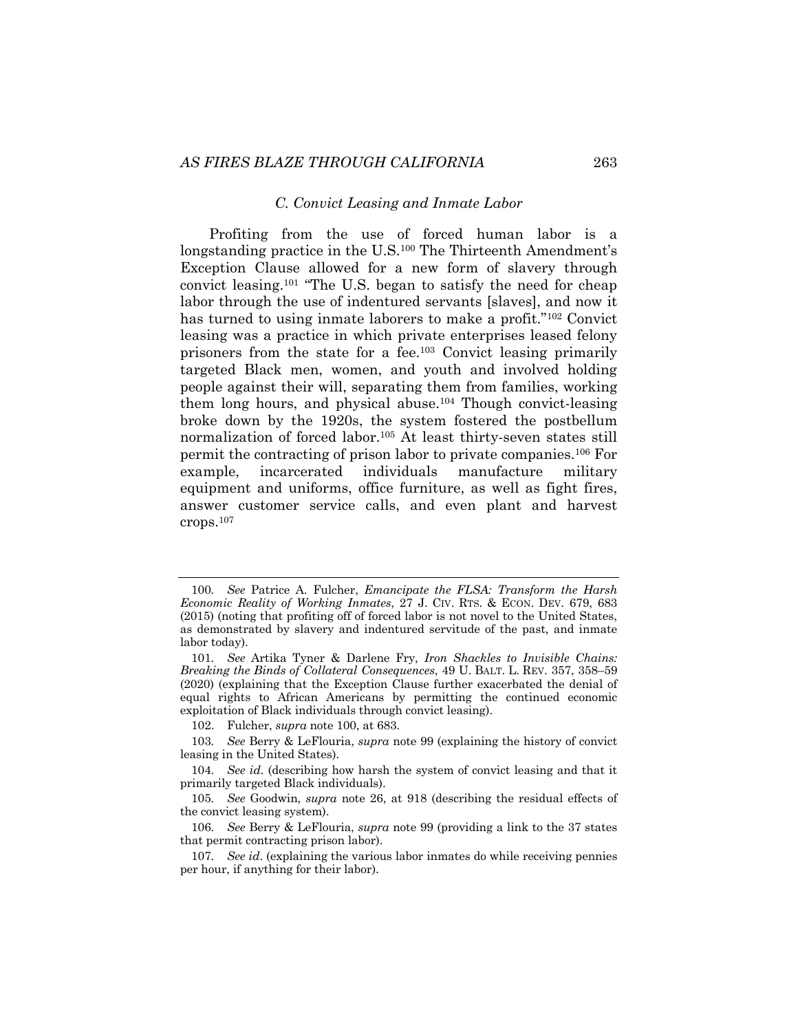### *C. Convict Leasing and Inmate Labor*

Profiting from the use of forced human labor is a longstanding practice in the U.S.[100] The Thirteenth Amendment's Exception Clause allowed for a new form of slavery through convict leasing.[101] "The U.S. began to satisfy the need for cheap labor through the use of indentured servants [slaves], and now it has turned to using inmate laborers to make a profit."[102] Convict leasing was a practice in which private enterprises leased felony prisoners from the state for a fee.[103] Convict leasing primarily targeted Black men, women, and youth and involved holding people against their will, separating them from families, working them long hours, and physical abuse.[104] Though convict-leasing broke down by the 1920s, the system fostered the postbellum normalization of forced labor.[105] At least thirty-seven states still permit the contracting of prison labor to private companies.[106] For example, incarcerated individuals manufacture military equipment and uniforms, office furniture, as well as fight fires, answer customer service calls, and even plant and harvest crops.[107]

---

100. *See* Patrice A. Fulcher, *Emancipate the FLSA: Transform the Harsh Economic Reality of Working Inmates*, 27 J. CIV. RTS. & ECON. DEV. 679, 683 (2015) (noting that profiting off of forced labor is not novel to the United States, as demonstrated by slavery and indentured servitude of the past, and inmate labor today).

101. *See* Artika Tyner & Darlene Fry, *Iron Shackles to Invisible Chains: Breaking the Binds of Collateral Consequences*, 49 U. BALT. L. REV. 357, 358–59 (2020) (explaining that the Exception Clause further exacerbated the denial of equal rights to African Americans by permitting the continued economic exploitation of Black individuals through convict leasing).

102. Fulcher, *supra* note 100, at 683.

103. *See* Berry & LeFlouria, *supra* note 99 (explaining the history of convict leasing in the United States).

104. *See id.* (describing how harsh the system of convict leasing and that it primarily targeted Black individuals).

105. *See* Goodwin, *supra* note 26, at 918 (describing the residual effects of the convict leasing system).

106. *See* Berry & LeFlouria, *supra* note 99 (providing a link to the 37 states that permit contracting prison labor).

107. *See id.* (explaining the various labor inmates do while receiving pennies per hour, if anything for their labor).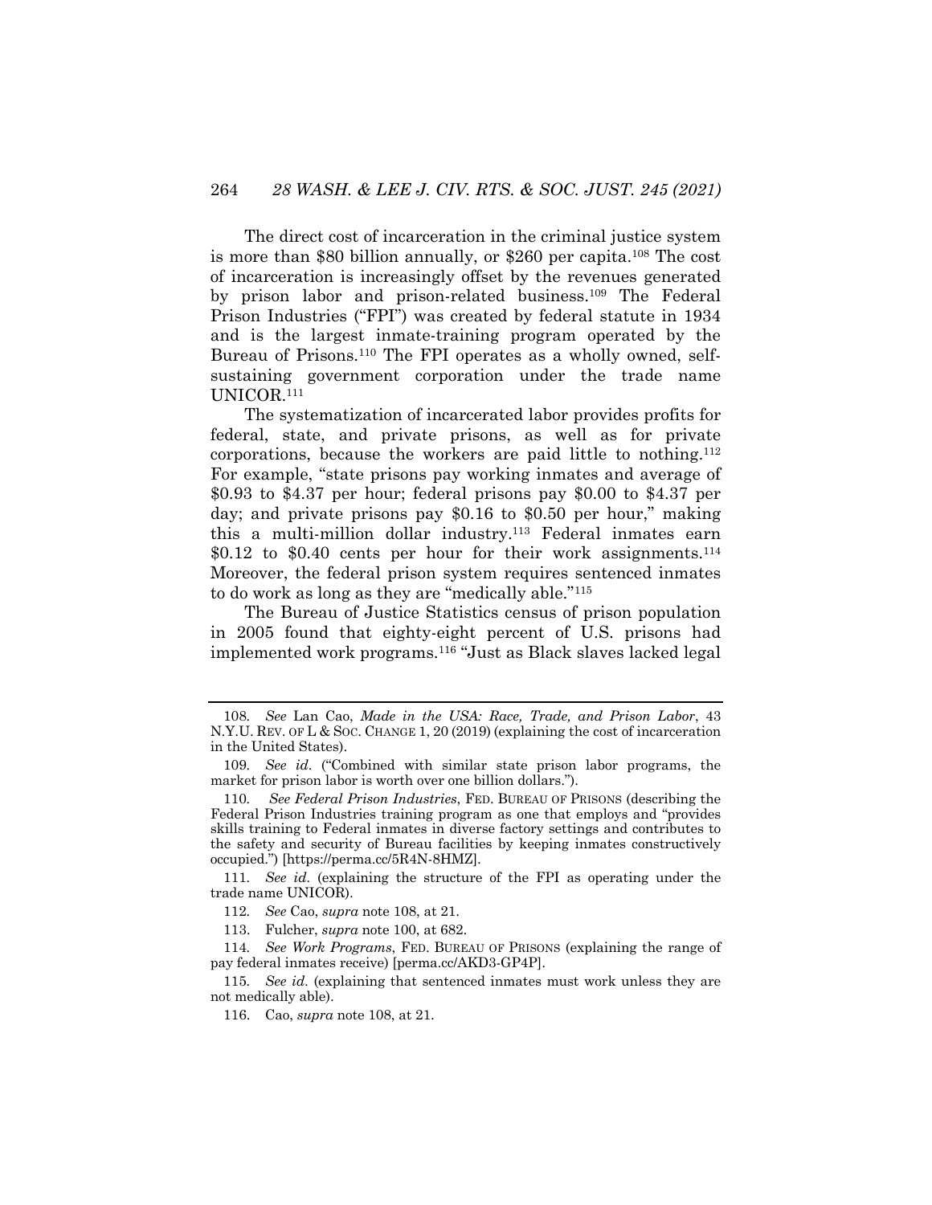The direct cost of incarceration in the criminal justice system is more than $80 billion annually, or $260 per capita.[108] The cost of incarceration is increasingly offset by the revenues generated by prison labor and prison-related business.[109] The Federal Prison Industries ("FPI") was created by federal statute in 1934 and is the largest inmate-training program operated by the Bureau of Prisons.[110] The FPI operates as a wholly owned, self-sustaining government corporation under the trade name UNICOR.[111]

The systematization of incarcerated labor provides profits for federal, state, and private prisons, as well as for private corporations, because the workers are paid little to nothing.[112] For example, "state prisons pay working inmates and average of $0.93 to $4.37 per hour; federal prisons pay $0.00 to $4.37 per day; and private prisons pay $0.16 to $0.50 per hour," making this a multi-million dollar industry.[113] Federal inmates earn $0.12 to $0.40 cents per hour for their work assignments.[114] Moreover, the federal prison system requires sentenced inmates to do work as long as they are "medically able."[115]

The Bureau of Justice Statistics census of prison population in 2005 found that eighty-eight percent of U.S. prisons had implemented work programs.[116] "Just as Black slaves lacked legal

---

108. *See* Lan Cao, *Made in the USA: Race, Trade, and Prison Labor*, 43 N.Y.U. REV. OF L & SOC. CHANGE 1, 20 (2019) (explaining the cost of incarceration in the United States).

109. *See id*. ("Combined with similar state prison labor programs, the market for prison labor is worth over one billion dollars.").

110. *See Federal Prison Industries*, FED. BUREAU OF PRISONS (describing the Federal Prison Industries training program as one that employs and "provides skills training to Federal inmates in diverse factory settings and contributes to the safety and security of Bureau facilities by keeping inmates constructively occupied.") [https://perma.cc/5R4N-8HMZ].

111. *See id.* (explaining the structure of the FPI as operating under the trade name UNICOR).

112. *See* Cao, *supra* note 108, at 21.

113. Fulcher, *supra* note 100, at 682.

114. *See Work Programs*, FED. BUREAU OF PRISONS (explaining the range of pay federal inmates receive) [perma.cc/AKD3-GP4P].

115. *See id.* (explaining that sentenced inmates must work unless they are not medically able).

116. Cao, *supra* note 108, at 21.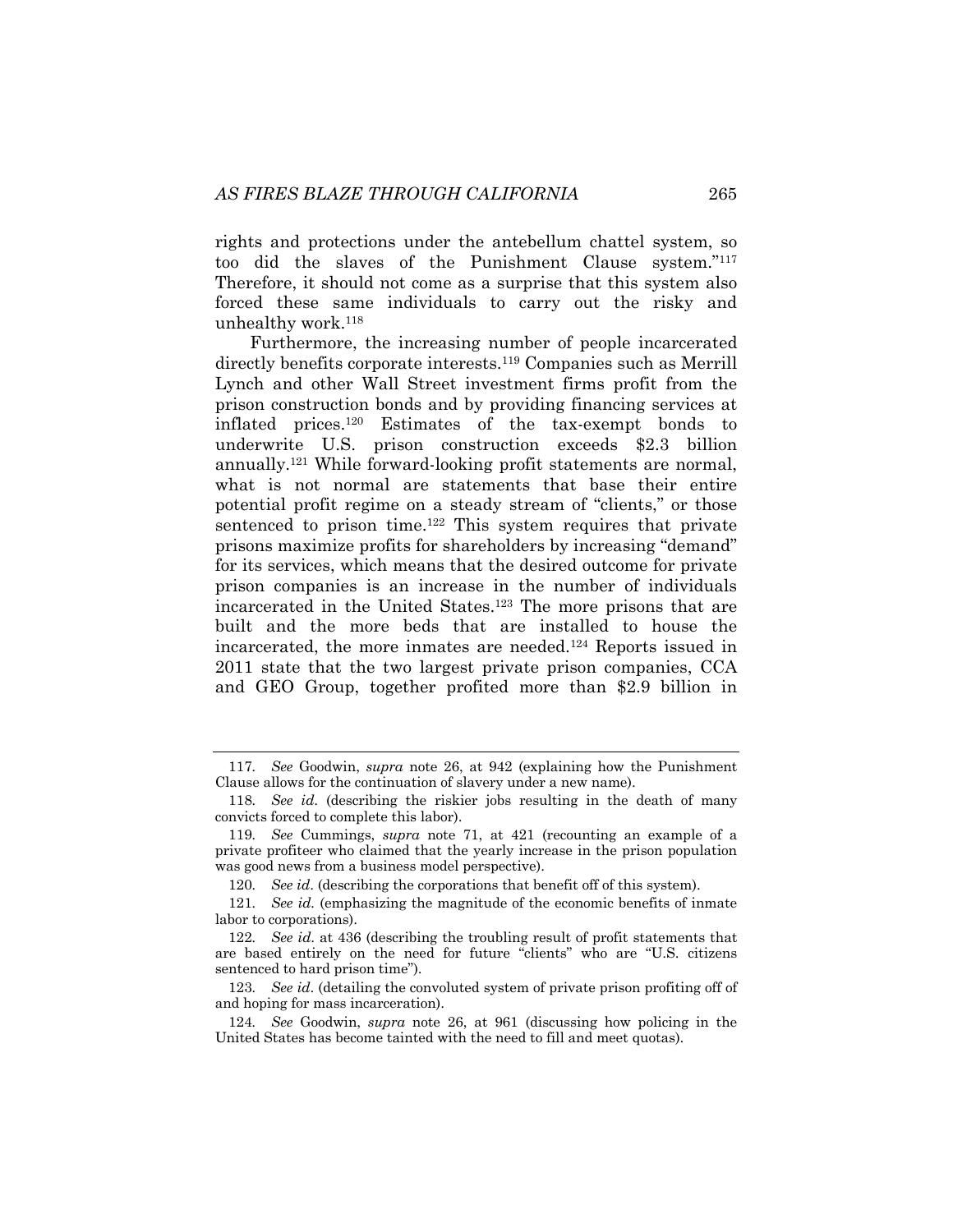rights and protections under the antebellum chattel system, so too did the slaves of the Punishment Clause system."[117] Therefore, it should not come as a surprise that this system also forced these same individuals to carry out the risky and unhealthy work.[118]

Furthermore, the increasing number of people incarcerated directly benefits corporate interests.[119] Companies such as Merrill Lynch and other Wall Street investment firms profit from the prison construction bonds and by providing financing services at inflated prices.[120] Estimates of the tax-exempt bonds to underwrite U.S. prison construction exceeds $2.3 billion annually.[121] While forward-looking profit statements are normal, what is not normal are statements that base their entire potential profit regime on a steady stream of "clients," or those sentenced to prison time.[122] This system requires that private prisons maximize profits for shareholders by increasing "demand" for its services, which means that the desired outcome for private prison companies is an increase in the number of individuals incarcerated in the United States.[123] The more prisons that are built and the more beds that are installed to house the incarcerated, the more inmates are needed.[124] Reports issued in 2011 state that the two largest private prison companies, CCA and GEO Group, together profited more than $2.9 billion in

---

117. *See* Goodwin, *supra* note 26, at 942 (explaining how the Punishment Clause allows for the continuation of slavery under a new name).

118. *See id.* (describing the riskier jobs resulting in the death of many convicts forced to complete this labor).

119. *See* Cummings, *supra* note 71, at 421 (recounting an example of a private profiteer who claimed that the yearly increase in the prison population was good news from a business model perspective).

120. *See id.* (describing the corporations that benefit off of this system).

121. *See id.* (emphasizing the magnitude of the economic benefits of inmate labor to corporations).

122. *See id.* at 436 (describing the troubling result of profit statements that are based entirely on the need for future "clients" who are "U.S. citizens sentenced to hard prison time").

123. *See id.* (detailing the convoluted system of private prison profiting off of and hoping for mass incarceration).

124. *See* Goodwin, *supra* note 26, at 961 (discussing how policing in the United States has become tainted with the need to fill and meet quotas).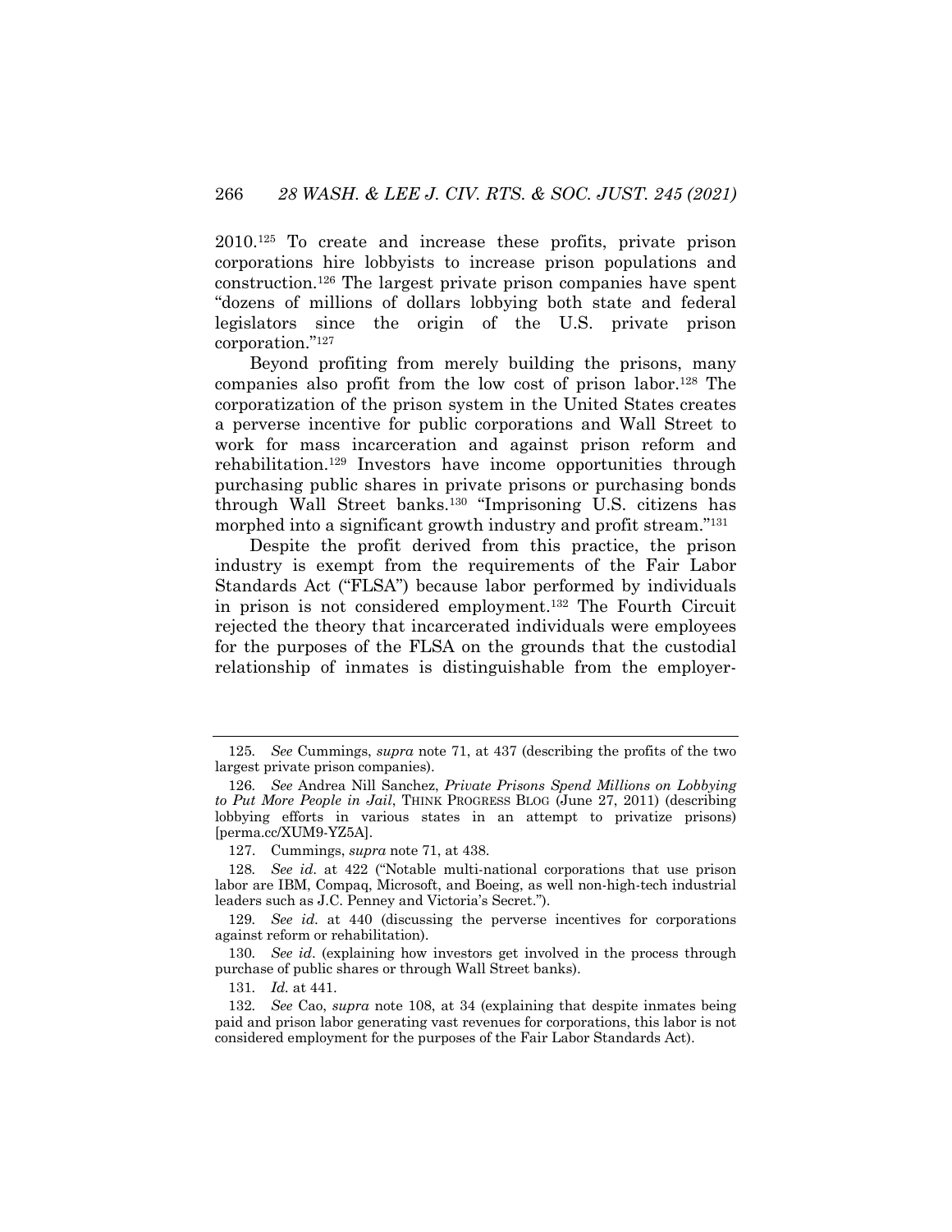2010.[125] To create and increase these profits, private prison corporations hire lobbyists to increase prison populations and construction.[126] The largest private prison companies have spent "dozens of millions of dollars lobbying both state and federal legislators since the origin of the U.S. private prison corporation."[127]

Beyond profiting from merely building the prisons, many companies also profit from the low cost of prison labor.[128] The corporatization of the prison system in the United States creates a perverse incentive for public corporations and Wall Street to work for mass incarceration and against prison reform and rehabilitation.[129] Investors have income opportunities through purchasing public shares in private prisons or purchasing bonds through Wall Street banks.[130] "Imprisoning U.S. citizens has morphed into a significant growth industry and profit stream."[131]

Despite the profit derived from this practice, the prison industry is exempt from the requirements of the Fair Labor Standards Act ("FLSA") because labor performed by individuals in prison is not considered employment.[132] The Fourth Circuit rejected the theory that incarcerated individuals were employees for the purposes of the FLSA on the grounds that the custodial relationship of inmates is distinguishable from the employer-

---

125. *See* Cummings, *supra* note 71, at 437 (describing the profits of the two largest private prison companies).

126. *See* Andrea Nill Sanchez, *Private Prisons Spend Millions on Lobbying to Put More People in Jail*, THINK PROGRESS BLOG (June 27, 2011) (describing lobbying efforts in various states in an attempt to privatize prisons) [perma.cc/XUM9-YZ5A].

127. Cummings, *supra* note 71, at 438.

128. *See id.* at 422 ("Notable multi-national corporations that use prison labor are IBM, Compaq, Microsoft, and Boeing, as well non-high-tech industrial leaders such as J.C. Penney and Victoria's Secret.").

129. *See id.* at 440 (discussing the perverse incentives for corporations against reform or rehabilitation).

130. *See id*. (explaining how investors get involved in the process through purchase of public shares or through Wall Street banks).

131. *Id.* at 441.

132. *See* Cao, *supra* note 108, at 34 (explaining that despite inmates being paid and prison labor generating vast revenues for corporations, this labor is not considered employment for the purposes of the Fair Labor Standards Act).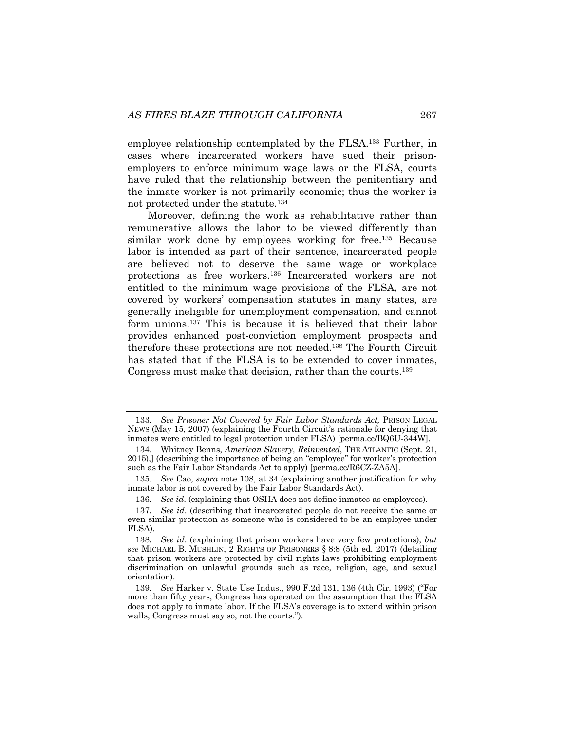employee relationship contemplated by the FLSA.[133] Further, in cases where incarcerated workers have sued their prison-employers to enforce minimum wage laws or the FLSA, courts have ruled that the relationship between the penitentiary and the inmate worker is not primarily economic; thus the worker is not protected under the statute.[134]

Moreover, defining the work as rehabilitative rather than remunerative allows the labor to be viewed differently than similar work done by employees working for free.[135] Because labor is intended as part of their sentence, incarcerated people are believed not to deserve the same wage or workplace protections as free workers.[136] Incarcerated workers are not entitled to the minimum wage provisions of the FLSA, are not covered by workers' compensation statutes in many states, are generally ineligible for unemployment compensation, and cannot form unions.[137] This is because it is believed that their labor provides enhanced post-conviction employment prospects and therefore these protections are not needed.[138] The Fourth Circuit has stated that if the FLSA is to be extended to cover inmates, Congress must make that decision, rather than the courts.[139]

---

133. *See Prisoner Not Covered by Fair Labor Standards Act,* PRISON LEGAL NEWS (May 15, 2007) (explaining the Fourth Circuit's rationale for denying that inmates were entitled to legal protection under FLSA) [perma.cc/BQ6U-344W].

134. Whitney Benns, *American Slavery, Reinvented*, THE ATLANTIC (Sept. 21, 2015),] (describing the importance of being an "employee" for worker's protection such as the Fair Labor Standards Act to apply) [perma.cc/R6CZ-ZA5A].

135. *See* Cao, *supra* note 108, at 34 (explaining another justification for why inmate labor is not covered by the Fair Labor Standards Act).

136. *See id*. (explaining that OSHA does not define inmates as employees).

137. *See id*. (describing that incarcerated people do not receive the same or even similar protection as someone who is considered to be an employee under FLSA).

138. *See id*. (explaining that prison workers have very few protections); *but see* MICHAEL B. MUSHLIN, 2 RIGHTS OF PRISONERS § 8:8 (5th ed. 2017) (detailing that prison workers are protected by civil rights laws prohibiting employment discrimination on unlawful grounds such as race, religion, age, and sexual orientation).

139. *See* Harker v. State Use Indus., 990 F.2d 131, 136 (4th Cir. 1993) ("For more than fifty years, Congress has operated on the assumption that the FLSA does not apply to inmate labor. If the FLSA's coverage is to extend within prison walls, Congress must say so, not the courts.").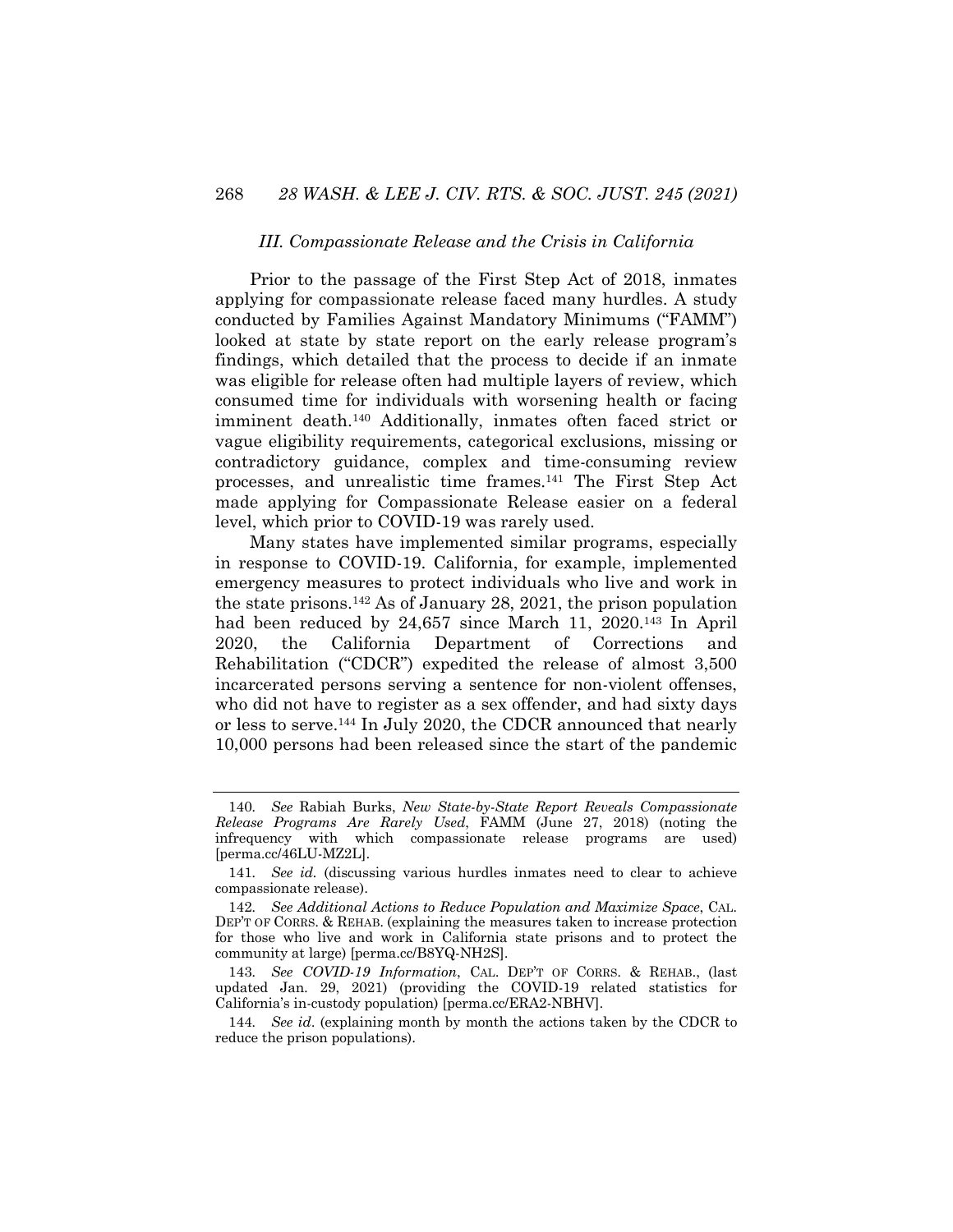### III. Compassionate Release and the Crisis in California

Prior to the passage of the First Step Act of 2018, inmates applying for compassionate release faced many hurdles. A study conducted by Families Against Mandatory Minimums ("FAMM") looked at state by state report on the early release program's findings, which detailed that the process to decide if an inmate was eligible for release often had multiple layers of review, which consumed time for individuals with worsening health or facing imminent death.[140] Additionally, inmates often faced strict or vague eligibility requirements, categorical exclusions, missing or contradictory guidance, complex and time-consuming review processes, and unrealistic time frames.[141] The First Step Act made applying for Compassionate Release easier on a federal level, which prior to COVID-19 was rarely used.

Many states have implemented similar programs, especially in response to COVID-19. California, for example, implemented emergency measures to protect individuals who live and work in the state prisons.[142] As of January 28, 2021, the prison population had been reduced by 24,657 since March 11, 2020.[143] In April 2020, the California Department of Corrections and Rehabilitation ("CDCR") expedited the release of almost 3,500 incarcerated persons serving a sentence for non-violent offenses, who did not have to register as a sex offender, and had sixty days or less to serve.[144] In July 2020, the CDCR announced that nearly 10,000 persons had been released since the start of the pandemic

---

140. *See* Rabiah Burks, *New State-by-State Report Reveals Compassionate Release Programs Are Rarely Used*, FAMM (June 27, 2018) (noting the infrequency with which compassionate release programs are used) [perma.cc/46LU-MZ2L].

141. *See id.* (discussing various hurdles inmates need to clear to achieve compassionate release).

142. *See Additional Actions to Reduce Population and Maximize Space*, CAL. DEP'T OF CORRS. & REHAB. (explaining the measures taken to increase protection for those who live and work in California state prisons and to protect the community at large) [perma.cc/B8YQ-NH2S].

143. *See COVID-19 Information*, CAL. DEP'T OF CORRS. & REHAB., (last updated Jan. 29, 2021) (providing the COVID-19 related statistics for California's in-custody population) [perma.cc/ERA2-NBHV].

144. *See id*. (explaining month by month the actions taken by the CDCR to reduce the prison populations).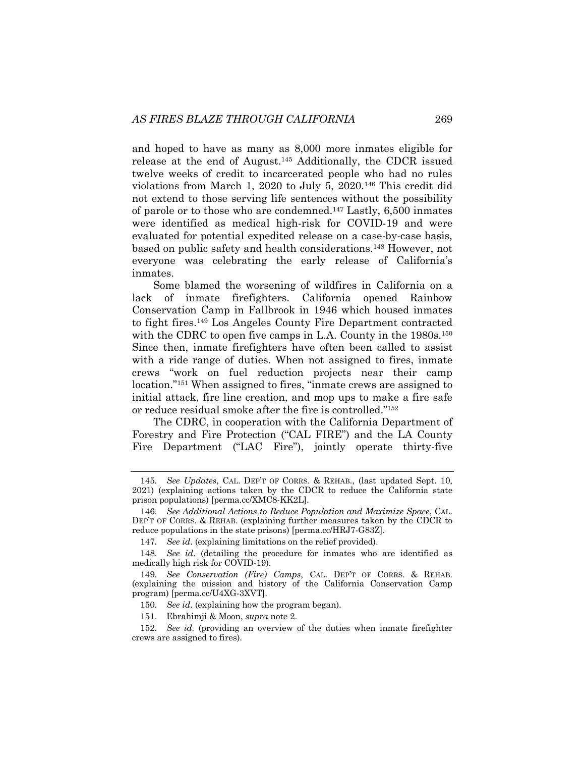and hoped to have as many as 8,000 more inmates eligible for release at the end of August.[145] Additionally, the CDCR issued twelve weeks of credit to incarcerated people who had no rules violations from March 1, 2020 to July 5, 2020.[146] This credit did not extend to those serving life sentences without the possibility of parole or to those who are condemned.[147] Lastly, 6,500 inmates were identified as medical high-risk for COVID-19 and were evaluated for potential expedited release on a case-by-case basis, based on public safety and health considerations.[148] However, not everyone was celebrating the early release of California's inmates.

Some blamed the worsening of wildfires in California on a lack of inmate firefighters. California opened Rainbow Conservation Camp in Fallbrook in 1946 which housed inmates to fight fires.[149] Los Angeles County Fire Department contracted with the CDRC to open five camps in L.A. County in the 1980s.[150] Since then, inmate firefighters have often been called to assist with a ride range of duties. When not assigned to fires, inmate crews "work on fuel reduction projects near their camp location."[151] When assigned to fires, "inmate crews are assigned to initial attack, fire line creation, and mop ups to make a fire safe or reduce residual smoke after the fire is controlled."[152]

The CDRC, in cooperation with the California Department of Forestry and Fire Protection ("CAL FIRE") and the LA County Fire Department ("LAC Fire"), jointly operate thirty-five

---

145. *See Updates*, CAL. DEP'T OF CORRS. & REHAB., (last updated Sept. 10, 2021) (explaining actions taken by the CDCR to reduce the California state prison populations) [perma.cc/XMC8-KK2L].

146. *See Additional Actions to Reduce Population and Maximize Space*, CAL. DEP'T OF CORRS. & REHAB. (explaining further measures taken by the CDCR to reduce populations in the state prisons) [perma.cc/HRJ7-G83Z].

147. *See id*. (explaining limitations on the relief provided).

148. *See id*. (detailing the procedure for inmates who are identified as medically high risk for COVID-19).

149. *See Conservation (Fire) Camps*, CAL. DEP'T OF CORRS. & REHAB. (explaining the mission and history of the California Conservation Camp program) [perma.cc/U4XG-3XVT].

150. *See id*. (explaining how the program began).

151. Ebrahimji & Moon, *supra* note 2.

152. *See id.* (providing an overview of the duties when inmate firefighter crews are assigned to fires).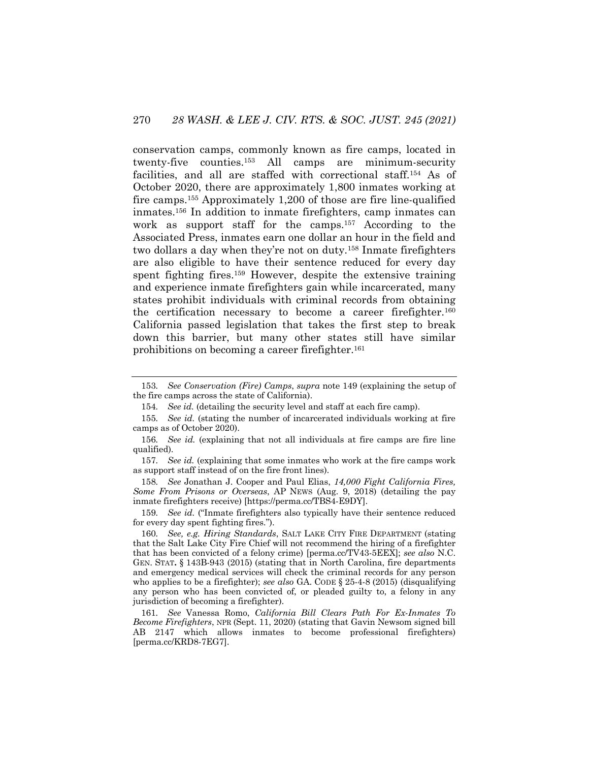conservation camps, commonly known as fire camps, located in twenty-five counties.[153] All camps are minimum-security facilities, and all are staffed with correctional staff.[154] As of October 2020, there are approximately 1,800 inmates working at fire camps.[155] Approximately 1,200 of those are fire line-qualified inmates.[156] In addition to inmate firefighters, camp inmates can work as support staff for the camps.[157] According to the Associated Press, inmates earn one dollar an hour in the field and two dollars a day when they're not on duty.[158] Inmate firefighters are also eligible to have their sentence reduced for every day spent fighting fires.[159] However, despite the extensive training and experience inmate firefighters gain while incarcerated, many states prohibit individuals with criminal records from obtaining the certification necessary to become a career firefighter.[160] California passed legislation that takes the first step to break down this barrier, but many other states still have similar prohibitions on becoming a career firefighter.[161]

---

153. *See Conservation (Fire) Camps*, *supra* note 149 (explaining the setup of the fire camps across the state of California).

154. *See id.* (detailing the security level and staff at each fire camp).

155. *See id.* (stating the number of incarcerated individuals working at fire camps as of October 2020).

156. *See id.* (explaining that not all individuals at fire camps are fire line qualified).

157. *See id.* (explaining that some inmates who work at the fire camps work as support staff instead of on the fire front lines).

158. *See* Jonathan J. Cooper and Paul Elias, *14,000 Fight California Fires, Some From Prisons or Overseas*, AP NEWS (Aug. 9, 2018) (detailing the pay inmate firefighters receive) [https://perma.cc/TBS4-E9DY].

159. *See id.* ("Inmate firefighters also typically have their sentence reduced for every day spent fighting fires.").

160. *See, e.g. Hiring Standards*, SALT LAKE CITY FIRE DEPARTMENT (stating that the Salt Lake City Fire Chief will not recommend the hiring of a firefighter that has been convicted of a felony crime) [perma.cc/TV43-5EEX]; *see also* N.C. GEN. STAT. § 143B-943 (2015) (stating that in North Carolina, fire departments and emergency medical services will check the criminal records for any person who applies to be a firefighter); *see also* GA. CODE § 25-4-8 (2015) (disqualifying any person who has been convicted of, or pleaded guilty to, a felony in any jurisdiction of becoming a firefighter).

161. *See* Vanessa Romo, *California Bill Clears Path For Ex-Inmates To Become Firefighters*, NPR (Sept. 11, 2020) (stating that Gavin Newsom signed bill AB 2147 which allows inmates to become professional firefighters) [perma.cc/KRD8-7EG7].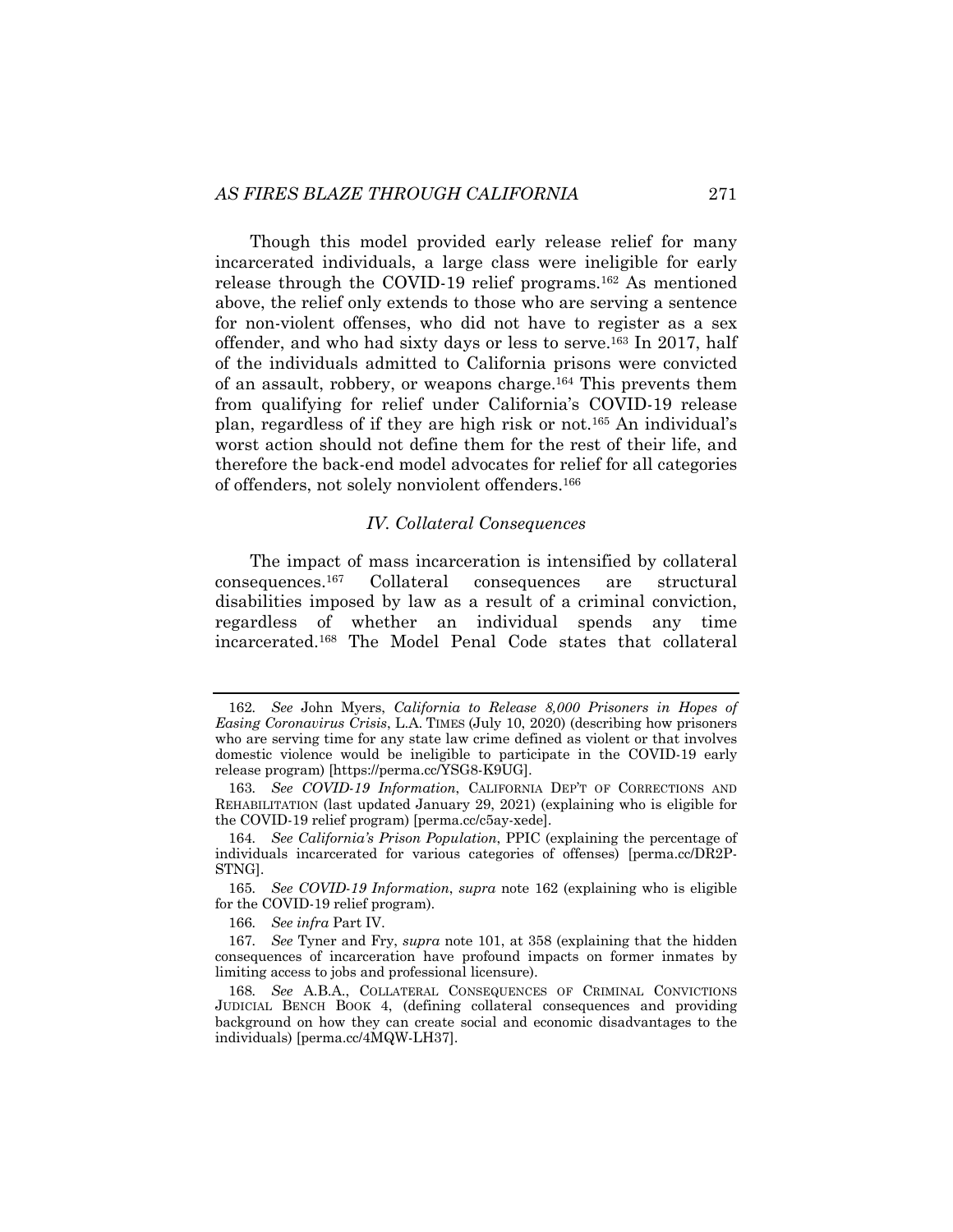Though this model provided early release relief for many incarcerated individuals, a large class were ineligible for early release through the COVID-19 relief programs.[162] As mentioned above, the relief only extends to those who are serving a sentence for non-violent offenses, who did not have to register as a sex offender, and who had sixty days or less to serve.[163] In 2017, half of the individuals admitted to California prisons were convicted of an assault, robbery, or weapons charge.[164] This prevents them from qualifying for relief under California's COVID-19 release plan, regardless of if they are high risk or not.[165] An individual's worst action should not define them for the rest of their life, and therefore the back-end model advocates for relief for all categories of offenders, not solely nonviolent offenders.[166]

### *IV. Collateral Consequences*

The impact of mass incarceration is intensified by collateral consequences.[167] Collateral consequences are structural disabilities imposed by law as a result of a criminal conviction, regardless of whether an individual spends any time incarcerated.[168] The Model Penal Code states that collateral

---

162. *See* John Myers, *California to Release 8,000 Prisoners in Hopes of Easing Coronavirus Crisis*, L.A. TIMES (July 10, 2020) (describing how prisoners who are serving time for any state law crime defined as violent or that involves domestic violence would be ineligible to participate in the COVID-19 early release program) [https://perma.cc/YSG8-K9UG].

163. *See COVID-19 Information*, CALIFORNIA DEP'T OF CORRECTIONS AND REHABILITATION (last updated January 29, 2021) (explaining who is eligible for the COVID-19 relief program) [perma.cc/c5ay-xede].

164. *See California's Prison Population*, PPIC (explaining the percentage of individuals incarcerated for various categories of offenses) [perma.cc/DR2P-STNG].

165. *See COVID-19 Information*, *supra* note 162 (explaining who is eligible for the COVID-19 relief program).

166. *See infra* Part IV.

167. *See* Tyner and Fry, *supra* note 101, at 358 (explaining that the hidden consequences of incarceration have profound impacts on former inmates by limiting access to jobs and professional licensure).

168. *See* A.B.A., COLLATERAL CONSEQUENCES OF CRIMINAL CONVICTIONS JUDICIAL BENCH BOOK 4, (defining collateral consequences and providing background on how they can create social and economic disadvantages to the individuals) [perma.cc/4MQW-LH37].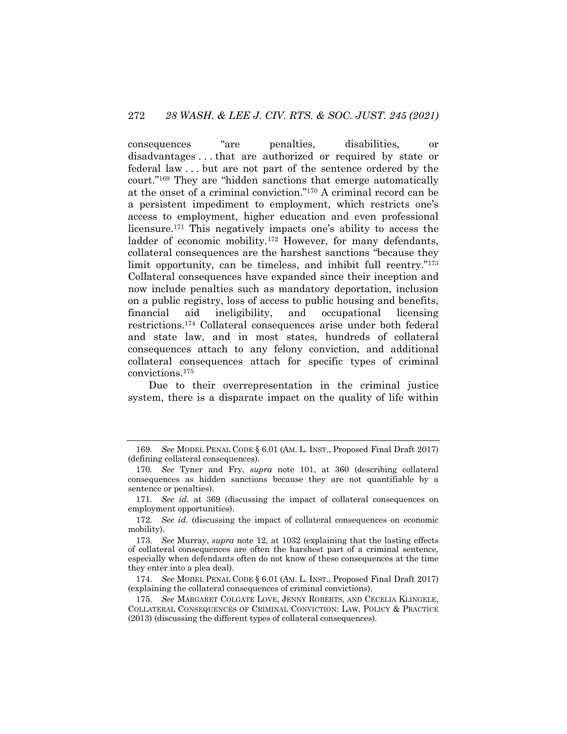consequences "are penalties, disabilities, or disadvantages . . . that are authorized or required by state or federal law . . . but are not part of the sentence ordered by the court."[169] They are "hidden sanctions that emerge automatically at the onset of a criminal conviction."[170] A criminal record can be a persistent impediment to employment, which restricts one's access to employment, higher education and even professional licensure.[171] This negatively impacts one's ability to access the ladder of economic mobility.[172] However, for many defendants, collateral consequences are the harshest sanctions "because they limit opportunity, can be timeless, and inhibit full reentry."[173] Collateral consequences have expanded since their inception and now include penalties such as mandatory deportation, inclusion on a public registry, loss of access to public housing and benefits, financial aid ineligibility, and occupational licensing restrictions.[174] Collateral consequences arise under both federal and state law, and in most states, hundreds of collateral consequences attach to any felony conviction, and additional collateral consequences attach for specific types of criminal convictions.[175]

Due to their overrepresentation in the criminal justice system, there is a disparate impact on the quality of life within

---

169. *See* MODEL PENAL CODE § 6.01 (AM. L. INST., Proposed Final Draft 2017) (defining collateral consequences).

170. *See* Tyner and Fry, *supra* note 101, at 360 (describing collateral consequences as hidden sanctions because they are not quantifiable by a sentence or penalties).

171. *See id.* at 369 (discussing the impact of collateral consequences on employment opportunities).

172. *See id.* (discussing the impact of collateral consequences on economic mobility).

173. *See* Murray, *supra* note 12, at 1032 (explaining that the lasting effects of collateral consequences are often the harshest part of a criminal sentence, especially when defendants often do not know of these consequences at the time they enter into a plea deal).

174. *See* MODEL PENAL CODE § 6.01 (AM. L. INST., Proposed Final Draft 2017) (explaining the collateral consequences of criminal convictions).

175. *See* MARGARET COLGATE LOVE, JENNY ROBERTS, AND CECELIA KLINGELE, COLLATERAL CONSEQUENCES OF CRIMINAL CONVICTION: LAW, POLICY & PRACTICE (2013) (discussing the different types of collateral consequences).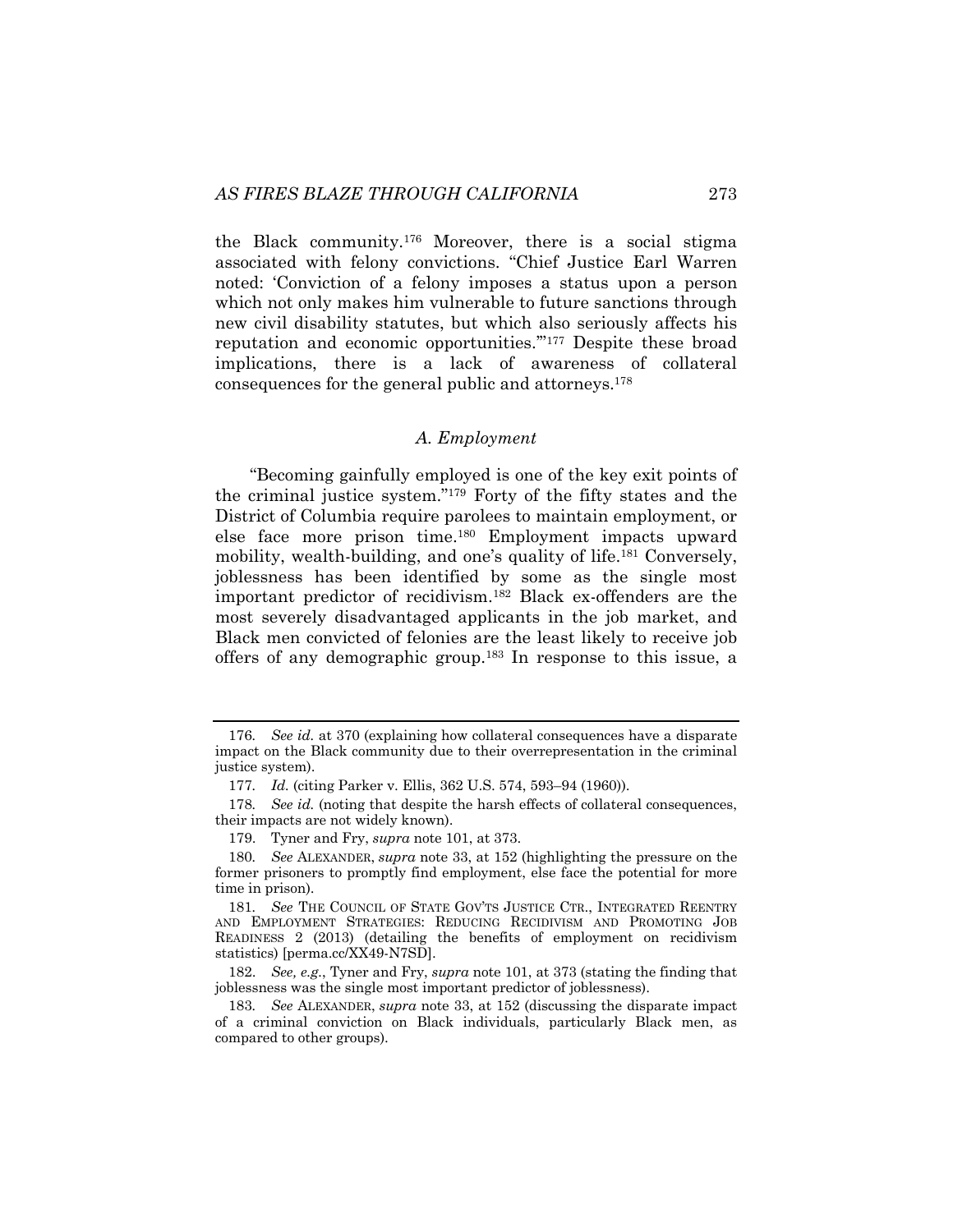the Black community.[176] Moreover, there is a social stigma associated with felony convictions. "Chief Justice Earl Warren noted: 'Conviction of a felony imposes a status upon a person which not only makes him vulnerable to future sanctions through new civil disability statutes, but which also seriously affects his reputation and economic opportunities.'"[177] Despite these broad implications, there is a lack of awareness of collateral consequences for the general public and attorneys.[178]

### *A. Employment*

"Becoming gainfully employed is one of the key exit points of the criminal justice system."[179] Forty of the fifty states and the District of Columbia require parolees to maintain employment, or else face more prison time.[180] Employment impacts upward mobility, wealth-building, and one's quality of life.[181] Conversely, joblessness has been identified by some as the single most important predictor of recidivism.[182] Black ex-offenders are the most severely disadvantaged applicants in the job market, and Black men convicted of felonies are the least likely to receive job offers of any demographic group.[183] In response to this issue, a

---

176. *See id.* at 370 (explaining how collateral consequences have a disparate impact on the Black community due to their overrepresentation in the criminal justice system).

177. *Id.* (citing Parker v. Ellis, 362 U.S. 574, 593–94 (1960)).

178. *See id.* (noting that despite the harsh effects of collateral consequences, their impacts are not widely known).

179. Tyner and Fry, *supra* note 101, at 373.

180. *See* ALEXANDER, *supra* note 33, at 152 (highlighting the pressure on the former prisoners to promptly find employment, else face the potential for more time in prison).

181. *See* THE COUNCIL OF STATE GOV'TS JUSTICE CTR., INTEGRATED REENTRY AND EMPLOYMENT STRATEGIES: REDUCING RECIDIVISM AND PROMOTING JOB READINESS 2 (2013) (detailing the benefits of employment on recidivism statistics) [perma.cc/XX49-N7SD].

182. *See, e.g.*, Tyner and Fry, *supra* note 101, at 373 (stating the finding that joblessness was the single most important predictor of joblessness).

183. *See* ALEXANDER, *supra* note 33, at 152 (discussing the disparate impact of a criminal conviction on Black individuals, particularly Black men, as compared to other groups).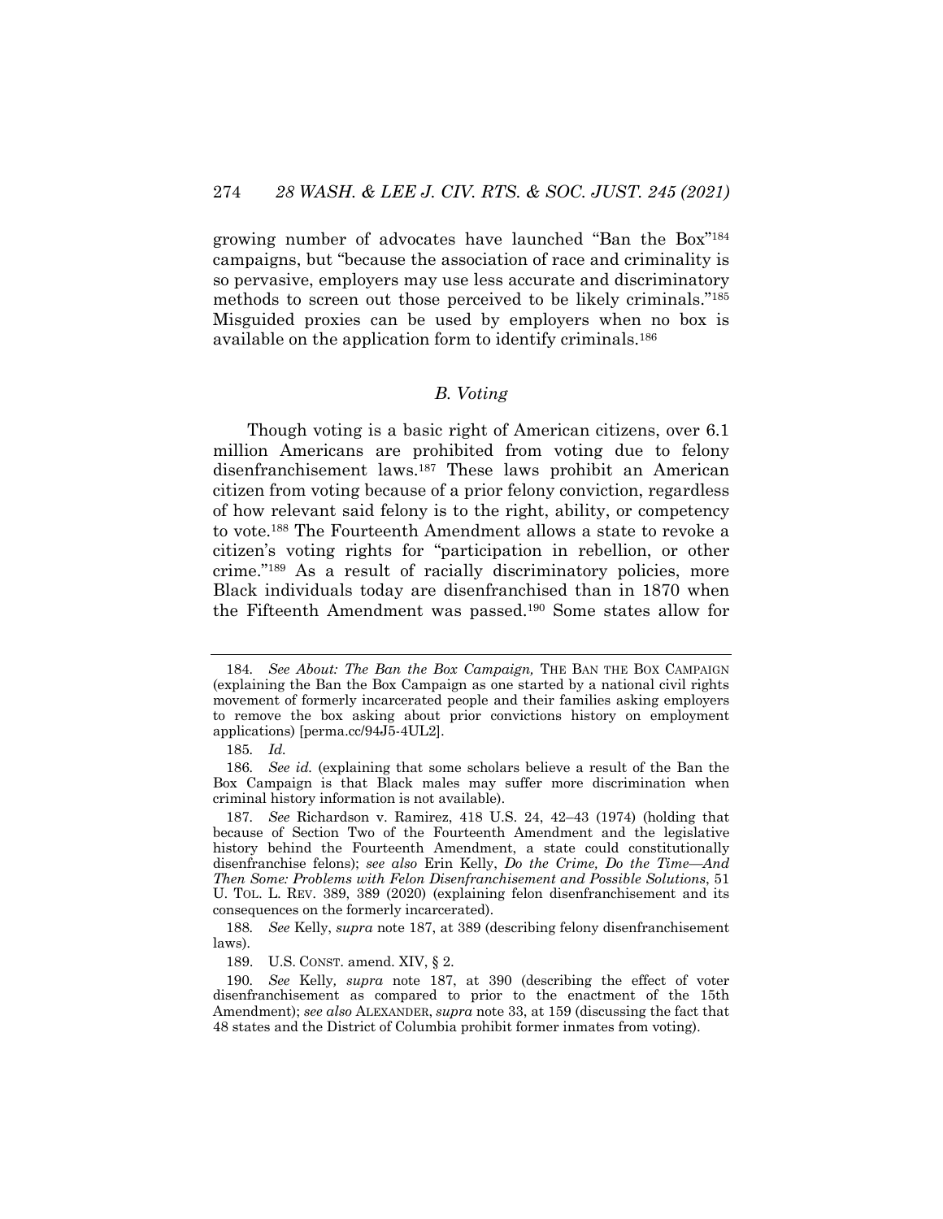growing number of advocates have launched "Ban the Box"[184] campaigns, but "because the association of race and criminality is so pervasive, employers may use less accurate and discriminatory methods to screen out those perceived to be likely criminals."[185] Misguided proxies can be used by employers when no box is available on the application form to identify criminals.[186]

### *B. Voting*

Though voting is a basic right of American citizens, over 6.1 million Americans are prohibited from voting due to felony disenfranchisement laws.[187] These laws prohibit an American citizen from voting because of a prior felony conviction, regardless of how relevant said felony is to the right, ability, or competency to vote.[188] The Fourteenth Amendment allows a state to revoke a citizen's voting rights for "participation in rebellion, or other crime."[189] As a result of racially discriminatory policies, more Black individuals today are disenfranchised than in 1870 when the Fifteenth Amendment was passed.[190] Some states allow for

---

184. *See About: The Ban the Box Campaign,* THE BAN THE BOX CAMPAIGN (explaining the Ban the Box Campaign as one started by a national civil rights movement of formerly incarcerated people and their families asking employers to remove the box asking about prior convictions history on employment applications) [perma.cc/94J5-4UL2].

185. *Id.*

186. *See id.* (explaining that some scholars believe a result of the Ban the Box Campaign is that Black males may suffer more discrimination when criminal history information is not available).

187. *See* Richardson v. Ramirez, 418 U.S. 24, 42–43 (1974) (holding that because of Section Two of the Fourteenth Amendment and the legislative history behind the Fourteenth Amendment, a state could constitutionally disenfranchise felons); *see also* Erin Kelly, *Do the Crime, Do the Time—And Then Some: Problems with Felon Disenfranchisement and Possible Solutions*, 51 U. TOL. L. REV. 389, 389 (2020) (explaining felon disenfranchisement and its consequences on the formerly incarcerated).

188. *See* Kelly, *supra* note 187, at 389 (describing felony disenfranchisement laws).

189. U.S. CONST. amend. XIV, § 2.

190. *See* Kelly*, supra* note 187, at 390 (describing the effect of voter disenfranchisement as compared to prior to the enactment of the 15th Amendment); *see also* ALEXANDER, *supra* note 33, at 159 (discussing the fact that 48 states and the District of Columbia prohibit former inmates from voting).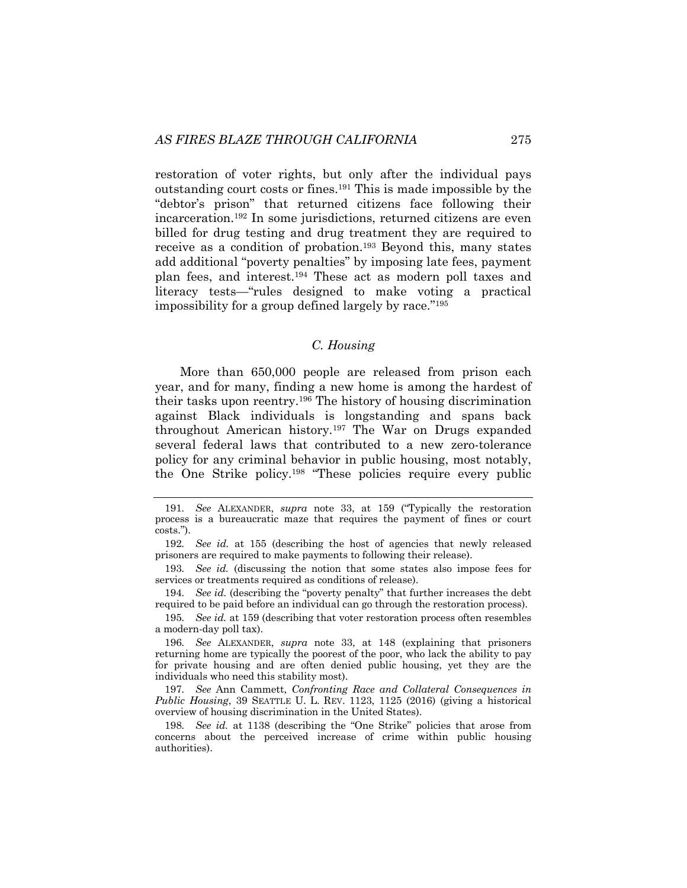restoration of voter rights, but only after the individual pays outstanding court costs or fines.[191] This is made impossible by the "debtor's prison" that returned citizens face following their incarceration.[192] In some jurisdictions, returned citizens are even billed for drug testing and drug treatment they are required to receive as a condition of probation.[193] Beyond this, many states add additional "poverty penalties" by imposing late fees, payment plan fees, and interest.[194] These act as modern poll taxes and literacy tests—"rules designed to make voting a practical impossibility for a group defined largely by race."[195]

### *C. Housing*

More than 650,000 people are released from prison each year, and for many, finding a new home is among the hardest of their tasks upon reentry.[196] The history of housing discrimination against Black individuals is longstanding and spans back throughout American history.[197] The War on Drugs expanded several federal laws that contributed to a new zero-tolerance policy for any criminal behavior in public housing, most notably, the One Strike policy.[198] "These policies require every public

---

191. *See* ALEXANDER, *supra* note 33, at 159 ("Typically the restoration process is a bureaucratic maze that requires the payment of fines or court costs.").

192. *See id.* at 155 (describing the host of agencies that newly released prisoners are required to make payments to following their release).

193. *See id.* (discussing the notion that some states also impose fees for services or treatments required as conditions of release).

194. *See id.* (describing the "poverty penalty" that further increases the debt required to be paid before an individual can go through the restoration process).

195. *See id.* at 159 (describing that voter restoration process often resembles a modern-day poll tax).

196. *See* ALEXANDER, *supra* note 33, at 148 (explaining that prisoners returning home are typically the poorest of the poor, who lack the ability to pay for private housing and are often denied public housing, yet they are the individuals who need this stability most).

197. *See* Ann Cammett, *Confronting Race and Collateral Consequences in Public Housing*, 39 SEATTLE U. L. REV. 1123, 1125 (2016) (giving a historical overview of housing discrimination in the United States).

198. *See id.* at 1138 (describing the "One Strike" policies that arose from concerns about the perceived increase of crime within public housing authorities).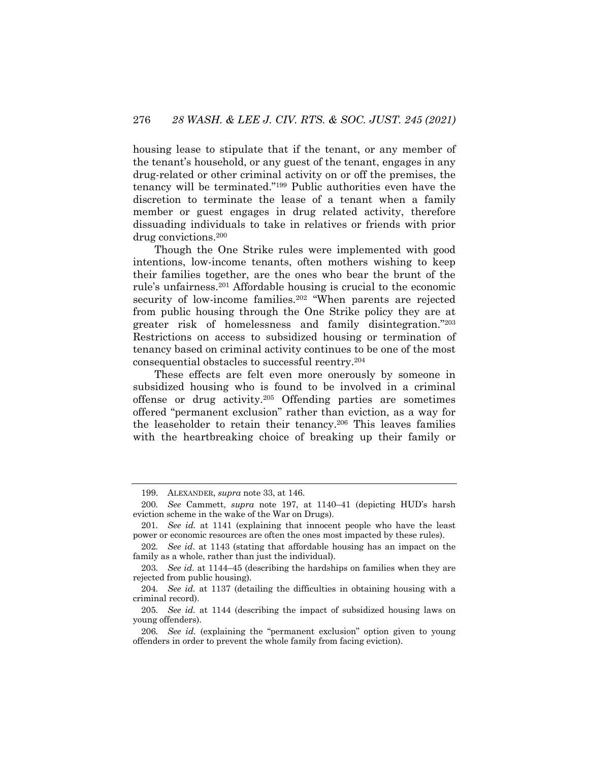housing lease to stipulate that if the tenant, or any member of the tenant's household, or any guest of the tenant, engages in any drug-related or other criminal activity on or off the premises, the tenancy will be terminated."[199] Public authorities even have the discretion to terminate the lease of a tenant when a family member or guest engages in drug related activity, therefore dissuading individuals to take in relatives or friends with prior drug convictions.[200]

Though the One Strike rules were implemented with good intentions, low-income tenants, often mothers wishing to keep their families together, are the ones who bear the brunt of the rule's unfairness.[201] Affordable housing is crucial to the economic security of low-income families.[202] "When parents are rejected from public housing through the One Strike policy they are at greater risk of homelessness and family disintegration."[203] Restrictions on access to subsidized housing or termination of tenancy based on criminal activity continues to be one of the most consequential obstacles to successful reentry.[204]

These effects are felt even more onerously by someone in subsidized housing who is found to be involved in a criminal offense or drug activity.[205] Offending parties are sometimes offered "permanent exclusion" rather than eviction, as a way for the leaseholder to retain their tenancy.[206] This leaves families with the heartbreaking choice of breaking up their family or

---

199. ALEXANDER, *supra* note 33, at 146.

200. *See* Cammett, *supra* note 197, at 1140–41 (depicting HUD's harsh eviction scheme in the wake of the War on Drugs).

201. *See id.* at 1141 (explaining that innocent people who have the least power or economic resources are often the ones most impacted by these rules).

202. *See id*. at 1143 (stating that affordable housing has an impact on the family as a whole, rather than just the individual).

203. *See id.* at 1144–45 (describing the hardships on families when they are rejected from public housing).

204. *See id.* at 1137 (detailing the difficulties in obtaining housing with a criminal record).

205. *See id.* at 1144 (describing the impact of subsidized housing laws on young offenders).

206. *See id.* (explaining the "permanent exclusion" option given to young offenders in order to prevent the whole family from facing eviction).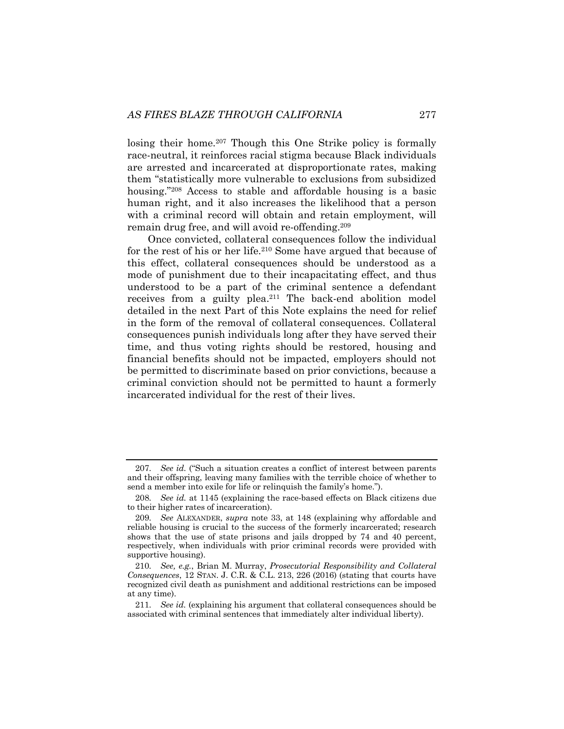losing their home.[207] Though this One Strike policy is formally race-neutral, it reinforces racial stigma because Black individuals are arrested and incarcerated at disproportionate rates, making them "statistically more vulnerable to exclusions from subsidized housing."[208] Access to stable and affordable housing is a basic human right, and it also increases the likelihood that a person with a criminal record will obtain and retain employment, will remain drug free, and will avoid re-offending.[209]

Once convicted, collateral consequences follow the individual for the rest of his or her life.[210] Some have argued that because of this effect, collateral consequences should be understood as a mode of punishment due to their incapacitating effect, and thus understood to be a part of the criminal sentence a defendant receives from a guilty plea.[211] The back-end abolition model detailed in the next Part of this Note explains the need for relief in the form of the removal of collateral consequences. Collateral consequences punish individuals long after they have served their time, and thus voting rights should be restored, housing and financial benefits should not be impacted, employers should not be permitted to discriminate based on prior convictions, because a criminal conviction should not be permitted to haunt a formerly incarcerated individual for the rest of their lives.

---

207. *See id.* ("Such a situation creates a conflict of interest between parents and their offspring, leaving many families with the terrible choice of whether to send a member into exile for life or relinquish the family's home.").

208. *See id.* at 1145 (explaining the race-based effects on Black citizens due to their higher rates of incarceration).

209. *See* ALEXANDER, *supra* note 33, at 148 (explaining why affordable and reliable housing is crucial to the success of the formerly incarcerated; research shows that the use of state prisons and jails dropped by 74 and 40 percent, respectively, when individuals with prior criminal records were provided with supportive housing).

210. *See, e.g.*, Brian M. Murray, *Prosecutorial Responsibility and Collateral Consequences*, 12 STAN. J. C.R. & C.L. 213, 226 (2016) (stating that courts have recognized civil death as punishment and additional restrictions can be imposed at any time).

211. *See id.* (explaining his argument that collateral consequences should be associated with criminal sentences that immediately alter individual liberty).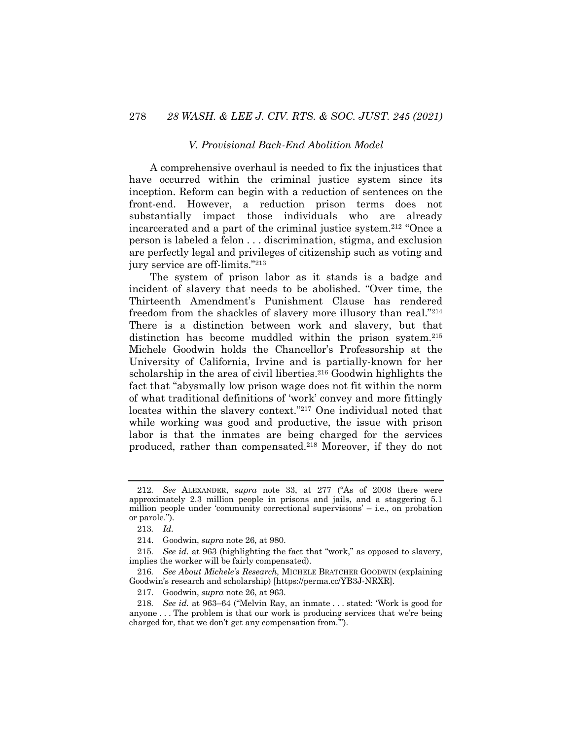### *V. Provisional Back-End Abolition Model*

A comprehensive overhaul is needed to fix the injustices that have occurred within the criminal justice system since its inception. Reform can begin with a reduction of sentences on the front-end. However, a reduction prison terms does not substantially impact those individuals who are already incarcerated and a part of the criminal justice system.[212] "Once a person is labeled a felon . . . discrimination, stigma, and exclusion are perfectly legal and privileges of citizenship such as voting and jury service are off-limits."[213]

The system of prison labor as it stands is a badge and incident of slavery that needs to be abolished. "Over time, the Thirteenth Amendment's Punishment Clause has rendered freedom from the shackles of slavery more illusory than real."[214] There is a distinction between work and slavery, but that distinction has become muddled within the prison system.[215] Michele Goodwin holds the Chancellor's Professorship at the University of California, Irvine and is partially-known for her scholarship in the area of civil liberties.[216] Goodwin highlights the fact that "abysmally low prison wage does not fit within the norm of what traditional definitions of 'work' convey and more fittingly locates within the slavery context."[217] One individual noted that while working was good and productive, the issue with prison labor is that the inmates are being charged for the services produced, rather than compensated.[218] Moreover, if they do not

---

212. *See* ALEXANDER, *supra* note 33, at 277 ("As of 2008 there were approximately 2.3 million people in prisons and jails, and a staggering 5.1 million people under 'community correctional supervisions' – i.e., on probation or parole.").

213. *Id.*

214. Goodwin, *supra* note 26, at 980.

215. *See id.* at 963 (highlighting the fact that "work," as opposed to slavery, implies the worker will be fairly compensated).

216. *See About Michele's Research,* MICHELE BRATCHER GOODWIN (explaining Goodwin's research and scholarship) [https://perma.cc/YB3J-NRXR].

217. Goodwin, *supra* note 26, at 963.

218. *See id.* at 963–64 ("Melvin Ray, an inmate . . . stated: 'Work is good for anyone . . . The problem is that our work is producing services that we're being charged for, that we don't get any compensation from.'").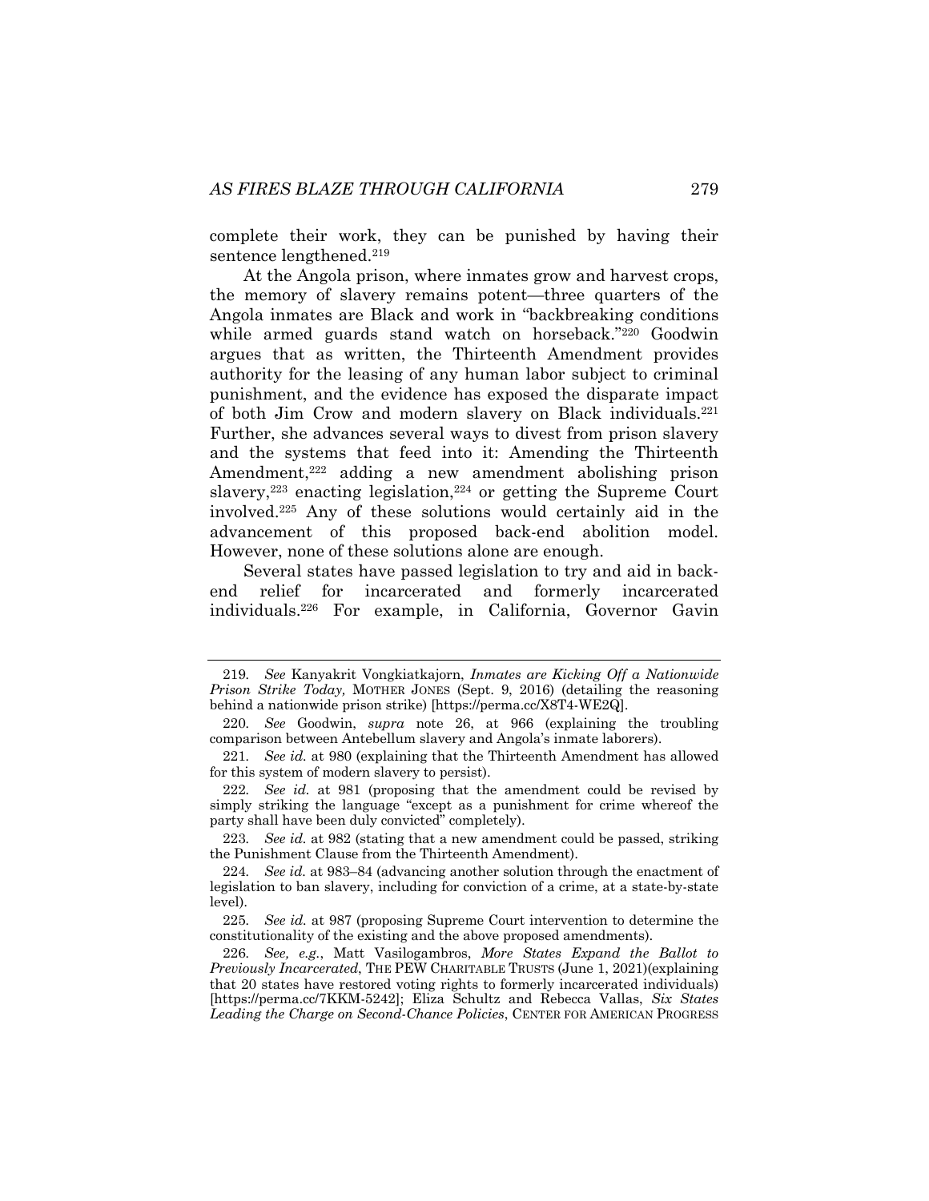complete their work, they can be punished by having their sentence lengthened.[219]

At the Angola prison, where inmates grow and harvest crops, the memory of slavery remains potent—three quarters of the Angola inmates are Black and work in "backbreaking conditions while armed guards stand watch on horseback."[220] Goodwin argues that as written, the Thirteenth Amendment provides authority for the leasing of any human labor subject to criminal punishment, and the evidence has exposed the disparate impact of both Jim Crow and modern slavery on Black individuals.[221] Further, she advances several ways to divest from prison slavery and the systems that feed into it: Amending the Thirteenth Amendment,[222] adding a new amendment abolishing prison slavery,[223] enacting legislation,[224] or getting the Supreme Court involved.[225] Any of these solutions would certainly aid in the advancement of this proposed back-end abolition model. However, none of these solutions alone are enough.

Several states have passed legislation to try and aid in back-end relief for incarcerated and formerly incarcerated individuals.[226] For example, in California, Governor Gavin

---

219. *See* Kanyakrit Vongkiatkajorn, *Inmates are Kicking Off a Nationwide Prison Strike Today,* MOTHER JONES (Sept. 9, 2016) (detailing the reasoning behind a nationwide prison strike) [https://perma.cc/X8T4-WE2Q].

220. *See* Goodwin, *supra* note 26, at 966 (explaining the troubling comparison between Antebellum slavery and Angola's inmate laborers).

221. *See id.* at 980 (explaining that the Thirteenth Amendment has allowed for this system of modern slavery to persist).

222. *See id.* at 981 (proposing that the amendment could be revised by simply striking the language "except as a punishment for crime whereof the party shall have been duly convicted" completely).

223. *See id.* at 982 (stating that a new amendment could be passed, striking the Punishment Clause from the Thirteenth Amendment).

224. *See id.* at 983–84 (advancing another solution through the enactment of legislation to ban slavery, including for conviction of a crime, at a state-by-state level).

225. *See id.* at 987 (proposing Supreme Court intervention to determine the constitutionality of the existing and the above proposed amendments).

226. *See, e.g.*, Matt Vasilogambros, *More States Expand the Ballot to Previously Incarcerated*, THE PEW CHARITABLE TRUSTS (June 1, 2021)(explaining that 20 states have restored voting rights to formerly incarcerated individuals) [https://perma.cc/7KKM-5242]; Eliza Schultz and Rebecca Vallas, *Six States Leading the Charge on Second-Chance Policies*, CENTER FOR AMERICAN PROGRESS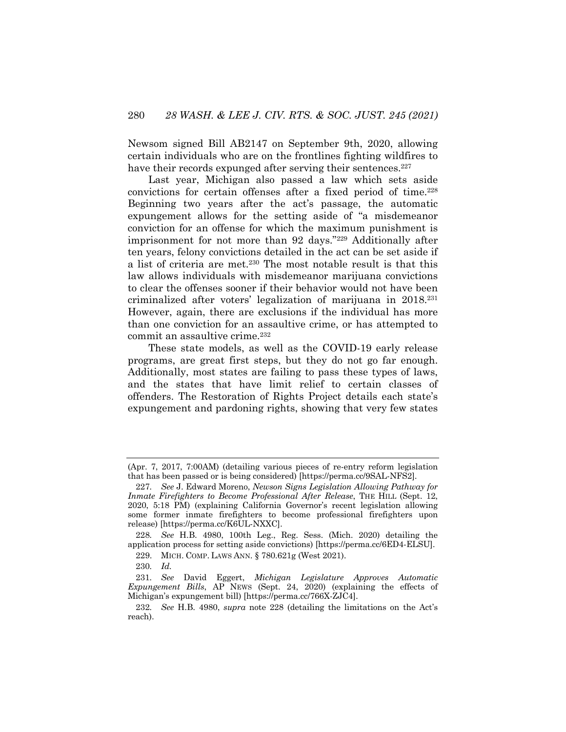Newsom signed Bill AB2147 on September 9th, 2020, allowing certain individuals who are on the frontlines fighting wildfires to have their records expunged after serving their sentences.[227]

Last year, Michigan also passed a law which sets aside convictions for certain offenses after a fixed period of time.[228] Beginning two years after the act's passage, the automatic expungement allows for the setting aside of "a misdemeanor conviction for an offense for which the maximum punishment is imprisonment for not more than 92 days."[229] Additionally after ten years, felony convictions detailed in the act can be set aside if a list of criteria are met.[230] The most notable result is that this law allows individuals with misdemeanor marijuana convictions to clear the offenses sooner if their behavior would not have been criminalized after voters' legalization of marijuana in 2018.[231] However, again, there are exclusions if the individual has more than one conviction for an assaultive crime, or has attempted to commit an assaultive crime.[232]

These state models, as well as the COVID-19 early release programs, are great first steps, but they do not go far enough. Additionally, most states are failing to pass these types of laws, and the states that have limit relief to certain classes of offenders. The Restoration of Rights Project details each state's expungement and pardoning rights, showing that very few states

---

(Apr. 7, 2017, 7:00AM) (detailing various pieces of re-entry reform legislation that has been passed or is being considered) [https://perma.cc/9SAL-NFS2].

227. *See* J. Edward Moreno, *Newson Signs Legislation Allowing Pathway for Inmate Firefighters to Become Professional After Release*, THE HILL (Sept. 12, 2020, 5:18 PM) (explaining California Governor's recent legislation allowing some former inmate firefighters to become professional firefighters upon release) [https://perma.cc/K6UL-NXXC].

228. *See* H.B. 4980, 100th Leg., Reg. Sess. (Mich. 2020) detailing the application process for setting aside convictions) [https://perma.cc/6ED4-ELSU].

229. MICH. COMP. LAWS ANN. § 780.621g (West 2021).

230. *Id.*

231. *See* David Eggert, *Michigan Legislature Approves Automatic Expungement Bills*, AP NEWS (Sept. 24, 2020) (explaining the effects of Michigan's expungement bill) [https://perma.cc/766X-ZJC4].

232. *See* H.B. 4980, *supra* note 228 (detailing the limitations on the Act's reach).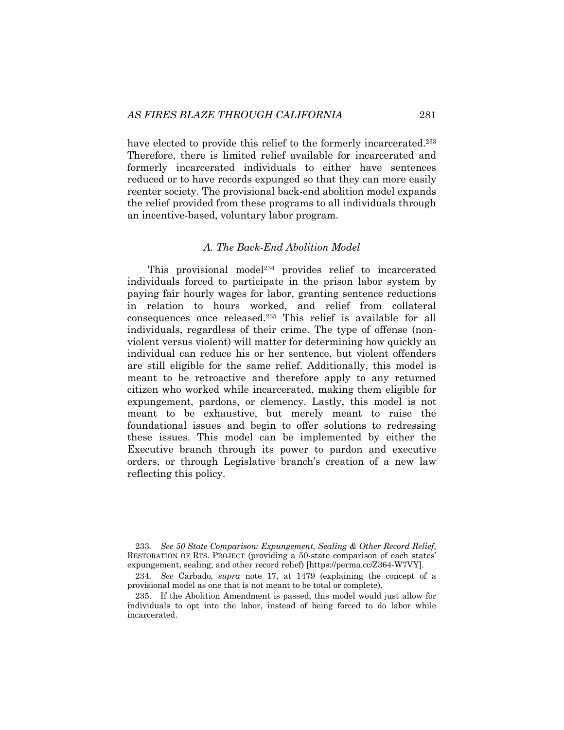have elected to provide this relief to the formerly incarcerated.[233] Therefore, there is limited relief available for incarcerated and formerly incarcerated individuals to either have sentences reduced or to have records expunged so that they can more easily reenter society. The provisional back-end abolition model expands the relief provided from these programs to all individuals through an incentive-based, voluntary labor program.

### *A. The Back-End Abolition Model*

This provisional model[234] provides relief to incarcerated individuals forced to participate in the prison labor system by paying fair hourly wages for labor, granting sentence reductions in relation to hours worked, and relief from collateral consequences once released.[235] This relief is available for all individuals, regardless of their crime. The type of offense (non-violent versus violent) will matter for determining how quickly an individual can reduce his or her sentence, but violent offenders are still eligible for the same relief. Additionally, this model is meant to be retroactive and therefore apply to any returned citizen who worked while incarcerated, making them eligible for expungement, pardons, or clemency. Lastly, this model is not meant to be exhaustive, but merely meant to raise the foundational issues and begin to offer solutions to redressing these issues. This model can be implemented by either the Executive branch through its power to pardon and executive orders, or through Legislative branch's creation of a new law reflecting this policy.

---

233. *See 50 State Comparison: Expungement, Sealing & Other Record Relief*, RESTORATION OF RTS. PROJECT (providing a 50-state comparison of each states' expungement, sealing, and other record relief) [https://perma.cc/Z364-W7VY].

234. *See* Carbado, *supra* note 17, at 1479 (explaining the concept of a provisional model as one that is not meant to be total or complete).

235. If the Abolition Amendment is passed, this model would just allow for individuals to opt into the labor, instead of being forced to do labor while incarcerated.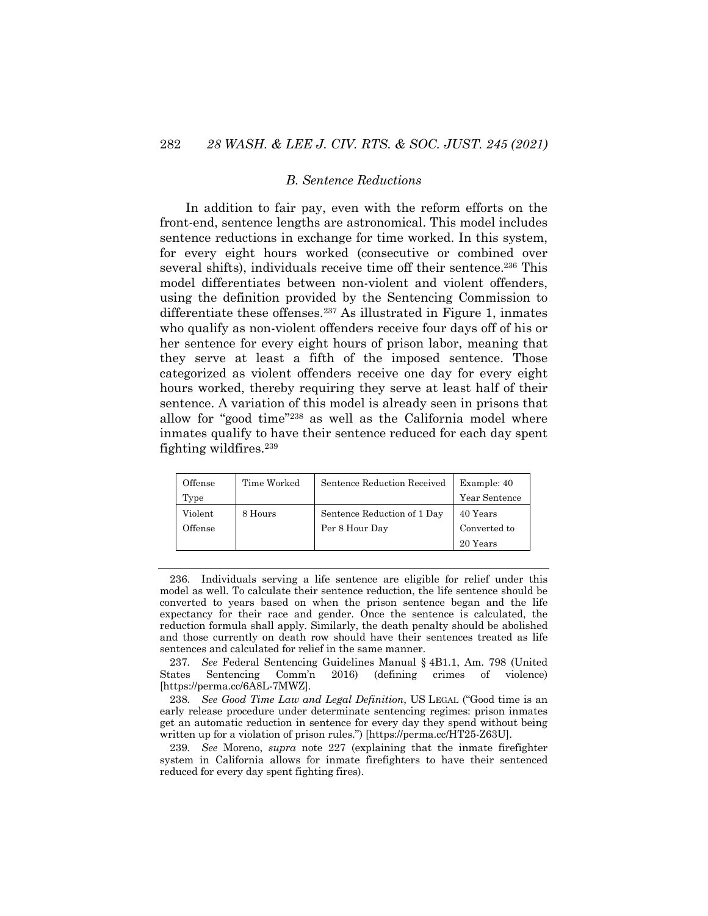### B. Sentence Reductions

In addition to fair pay, even with the reform efforts on the front-end, sentence lengths are astronomical. This model includes sentence reductions in exchange for time worked. In this system, for every eight hours worked (consecutive or combined over several shifts), individuals receive time off their sentence.[236] This model differentiates between non-violent and violent offenders, using the definition provided by the Sentencing Commission to differentiate these offenses.[237] As illustrated in Figure 1, inmates who qualify as non-violent offenders receive four days off of his or her sentence for every eight hours of prison labor, meaning that they serve at least a fifth of the imposed sentence. Those categorized as violent offenders receive one day for every eight hours worked, thereby requiring they serve at least half of their sentence. A variation of this model is already seen in prisons that allow for "good time"[238] as well as the California model where inmates qualify to have their sentence reduced for each day spent fighting wildfires.[239]

| Offense Type | Time Worked | Sentence Reduction Received | Example: 40 Year Sentence |
|---|---|---|---|
| Violent Offense | 8 Hours | Sentence Reduction of 1 Day Per 8 Hour Day | 40 Years Converted to 20 Years |

---

236. Individuals serving a life sentence are eligible for relief under this model as well. To calculate their sentence reduction, the life sentence should be converted to years based on when the prison sentence began and the life expectancy for their race and gender. Once the sentence is calculated, the reduction formula shall apply. Similarly, the death penalty should be abolished and those currently on death row should have their sentences treated as life sentences and calculated for relief in the same manner.

237. *See* Federal Sentencing Guidelines Manual § 4B1.1, Am. 798 (United States Sentencing Comm'n 2016) (defining crimes of violence) [https://perma.cc/6A8L-7MWZ].

238. *See Good Time Law and Legal Definition*, US LEGAL ("Good time is an early release procedure under determinate sentencing regimes: prison inmates get an automatic reduction in sentence for every day they spend without being written up for a violation of prison rules.") [https://perma.cc/HT25-Z63U].

239. *See* Moreno, *supra* note 227 (explaining that the inmate firefighter system in California allows for inmate firefighters to have their sentenced reduced for every day spent fighting fires).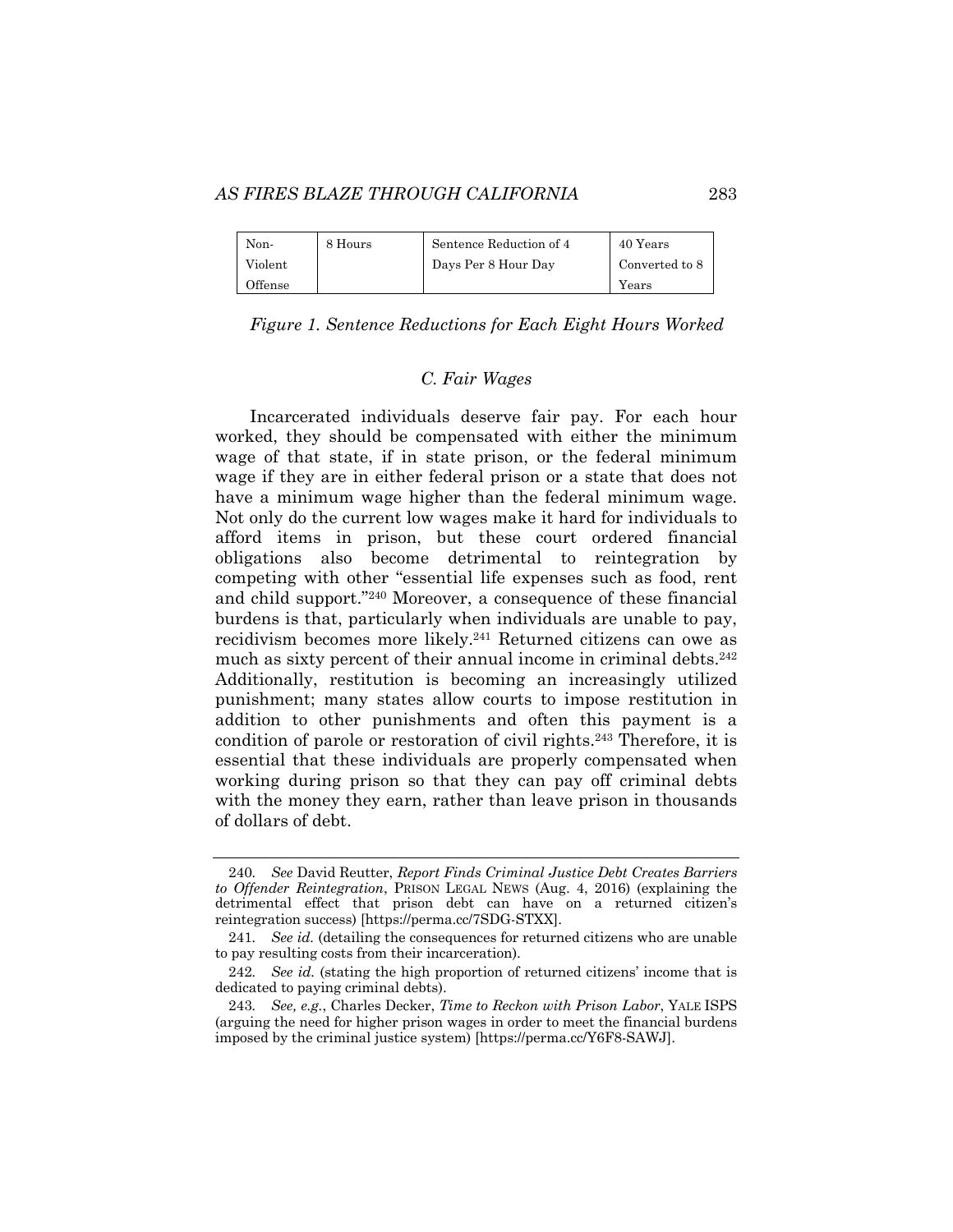| Non-Violent Offense | 8 Hours | Sentence Reduction of 4 Days Per 8 Hour Day | 40 Years Converted to 8 Years |
|---|---|---|---|

*Figure 1. Sentence Reductions for Each Eight Hours Worked*

### *C. Fair Wages*

Incarcerated individuals deserve fair pay. For each hour worked, they should be compensated with either the minimum wage of that state, if in state prison, or the federal minimum wage if they are in either federal prison or a state that does not have a minimum wage higher than the federal minimum wage. Not only do the current low wages make it hard for individuals to afford items in prison, but these court ordered financial obligations also become detrimental to reintegration by competing with other "essential life expenses such as food, rent and child support."[240] Moreover, a consequence of these financial burdens is that, particularly when individuals are unable to pay, recidivism becomes more likely.[241] Returned citizens can owe as much as sixty percent of their annual income in criminal debts.[242] Additionally, restitution is becoming an increasingly utilized punishment; many states allow courts to impose restitution in addition to other punishments and often this payment is a condition of parole or restoration of civil rights.[243] Therefore, it is essential that these individuals are properly compensated when working during prison so that they can pay off criminal debts with the money they earn, rather than leave prison in thousands of dollars of debt.

---

240. *See* David Reutter, *Report Finds Criminal Justice Debt Creates Barriers to Offender Reintegration*, PRISON LEGAL NEWS (Aug. 4, 2016) (explaining the detrimental effect that prison debt can have on a returned citizen's reintegration success) [https://perma.cc/7SDG-STXX].

241. *See id.* (detailing the consequences for returned citizens who are unable to pay resulting costs from their incarceration).

242. *See id.* (stating the high proportion of returned citizens' income that is dedicated to paying criminal debts).

243. *See, e.g.*, Charles Decker, *Time to Reckon with Prison Labor*, YALE ISPS (arguing the need for higher prison wages in order to meet the financial burdens imposed by the criminal justice system) [https://perma.cc/Y6F8-SAWJ].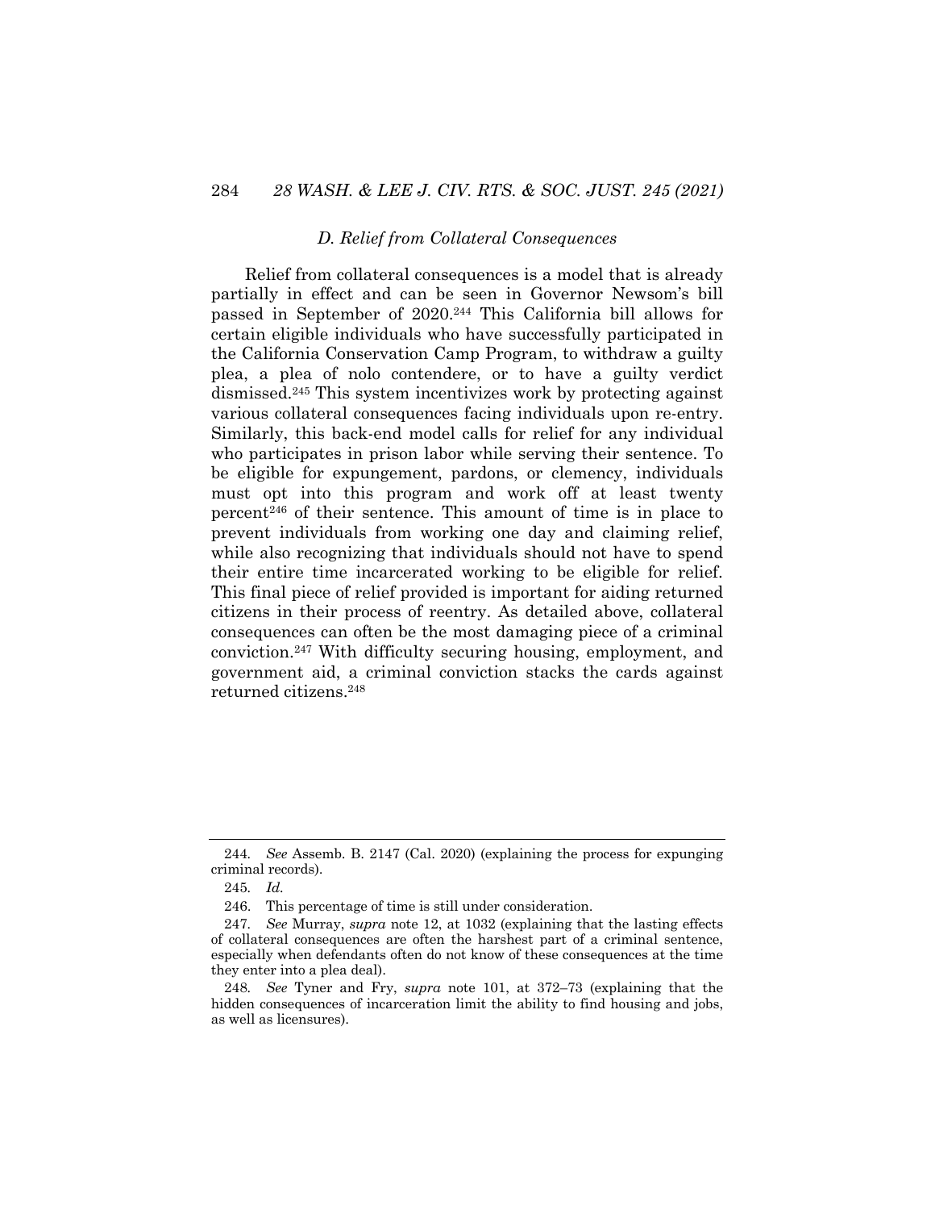### *D. Relief from Collateral Consequences*

Relief from collateral consequences is a model that is already partially in effect and can be seen in Governor Newsom's bill passed in September of 2020.[244] This California bill allows for certain eligible individuals who have successfully participated in the California Conservation Camp Program, to withdraw a guilty plea, a plea of nolo contendere, or to have a guilty verdict dismissed.[245] This system incentivizes work by protecting against various collateral consequences facing individuals upon re-entry. Similarly, this back-end model calls for relief for any individual who participates in prison labor while serving their sentence. To be eligible for expungement, pardons, or clemency, individuals must opt into this program and work off at least twenty percent[246] of their sentence. This amount of time is in place to prevent individuals from working one day and claiming relief, while also recognizing that individuals should not have to spend their entire time incarcerated working to be eligible for relief. This final piece of relief provided is important for aiding returned citizens in their process of reentry. As detailed above, collateral consequences can often be the most damaging piece of a criminal conviction.[247] With difficulty securing housing, employment, and government aid, a criminal conviction stacks the cards against returned citizens.[248]

---

244. *See* Assemb. B. 2147 (Cal. 2020) (explaining the process for expunging criminal records).

245. *Id.*

246. This percentage of time is still under consideration.

247. *See* Murray, *supra* note 12, at 1032 (explaining that the lasting effects of collateral consequences are often the harshest part of a criminal sentence, especially when defendants often do not know of these consequences at the time they enter into a plea deal).

248. *See* Tyner and Fry, *supra* note 101, at 372–73 (explaining that the hidden consequences of incarceration limit the ability to find housing and jobs, as well as licensures).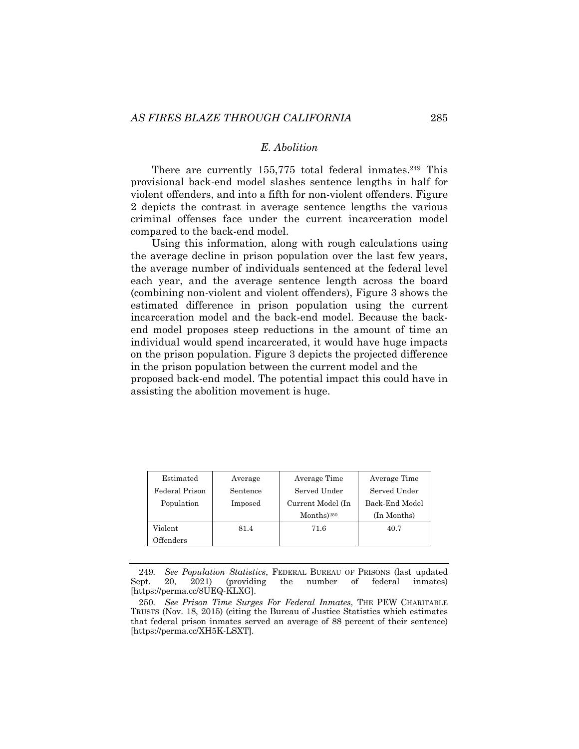### *E. Abolition*

There are currently 155,775 total federal inmates.[249] This provisional back-end model slashes sentence lengths in half for violent offenders, and into a fifth for non-violent offenders. Figure 2 depicts the contrast in average sentence lengths the various criminal offenses face under the current incarceration model compared to the back-end model.

Using this information, along with rough calculations using the average decline in prison population over the last few years, the average number of individuals sentenced at the federal level each year, and the average sentence length across the board (combining non-violent and violent offenders), Figure 3 shows the estimated difference in prison population using the current incarceration model and the back-end model. Because the back-end model proposes steep reductions in the amount of time an individual would spend incarcerated, it would have huge impacts on the prison population. Figure 3 depicts the projected difference in the prison population between the current model and the proposed back-end model. The potential impact this could have in assisting the abolition movement is huge.

| Estimated Federal Prison Population | Average Sentence Imposed | Average Time Served Under Current Model (In Months)[250] | Average Time Served Under Back-End Model (In Months) |
|---|---|---|---|
| Violent Offenders | 81.4 | 71.6 | 40.7 |

249. *See Population Statistics*, FEDERAL BUREAU OF PRISONS (last updated Sept. 20, 2021) (providing the number of federal inmates) [https://perma.cc/8UEQ-KLXG].

250. *See Prison Time Surges For Federal Inmates*, THE PEW CHARITABLE TRUSTS (Nov. 18, 2015) (citing the Bureau of Justice Statistics which estimates that federal prison inmates served an average of 88 percent of their sentence) [https://perma.cc/XH5K-LSXT].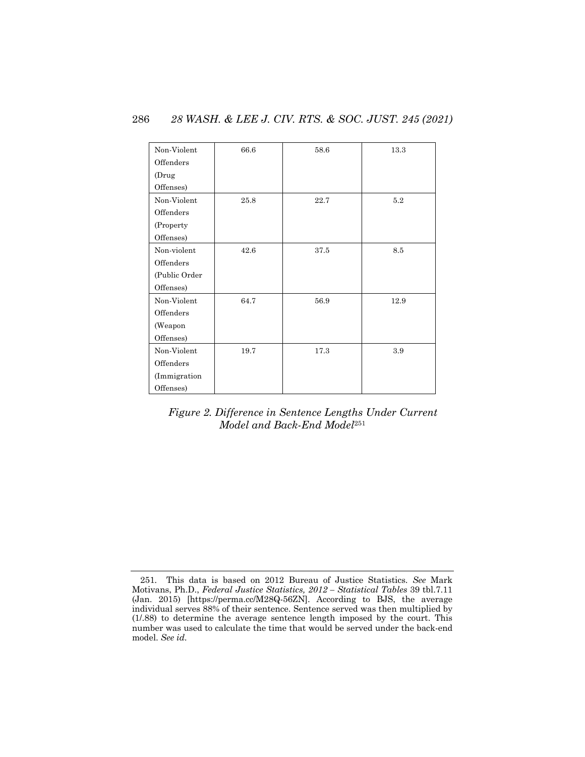| | | | |
|---|---|---|---|
| Non-Violent Offenders (Drug Offenses) | 66.6 | 58.6 | 13.3 |
| Non-Violent Offenders (Property Offenses) | 25.8 | 22.7 | 5.2 |
| Non-violent Offenders (Public Order Offenses) | 42.6 | 37.5 | 8.5 |
| Non-Violent Offenders (Weapon Offenses) | 64.7 | 56.9 | 12.9 |
| Non-Violent Offenders (Immigration Offenses) | 19.7 | 17.3 | 3.9 |

*Figure 2. Difference in Sentence Lengths Under Current Model and Back-End Model*[251]

---

251. This data is based on 2012 Bureau of Justice Statistics. *See* Mark Motivans, Ph.D., *Federal Justice Statistics, 2012 – Statistical Tables* 39 tbl.7.11 (Jan. 2015) [https://perma.cc/M28Q-56ZN]. According to BJS, the average individual serves 88% of their sentence. Sentence served was then multiplied by (1/.88) to determine the average sentence length imposed by the court. This number was used to calculate the time that would be served under the back-end model. *See id.*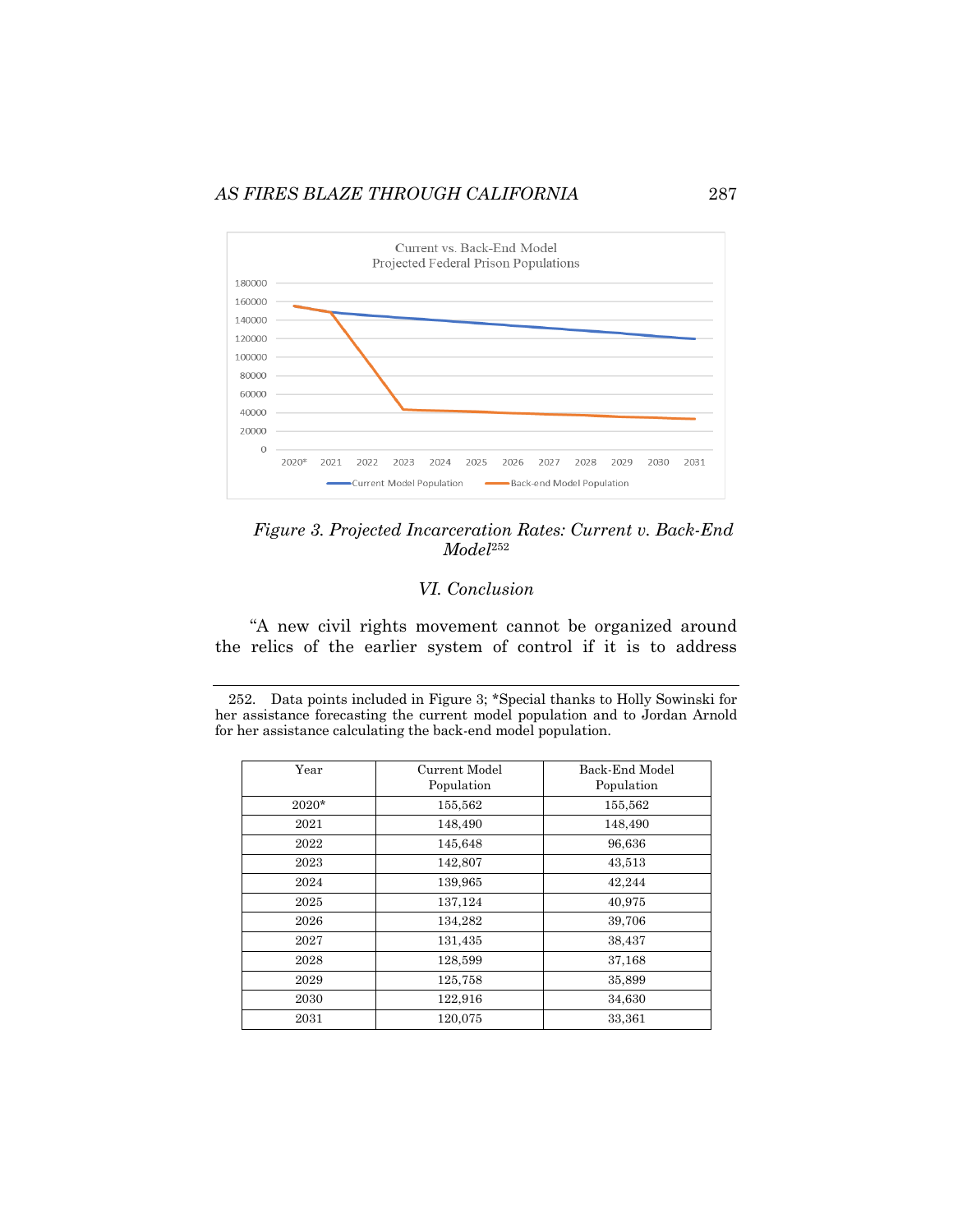*Figure 3. Projected Incarceration Rates: Current v. Back-End Model*[252]

## *VI. Conclusion*

"A new civil rights movement cannot be organized around the relics of the earlier system of control if it is to address

---

252. Data points included in Figure 3; *Special thanks to Holly Sowinski for her assistance forecasting the current model population and to Jordan Arnold for her assistance calculating the back-end model population.

| Year | Current Model Population | Back-End Model Population |
|---|---|---|
| 2020* | 155,562 | 155,562 |
| 2021 | 148,490 | 148,490 |
| 2022 | 145,648 | 96,636 |
| 2023 | 142,807 | 43,513 |
| 2024 | 139,965 | 42,244 |
| 2025 | 137,124 | 40,975 |
| 2026 | 134,282 | 39,706 |
| 2027 | 131,435 | 38,437 |
| 2028 | 128,599 | 37,168 |
| 2029 | 125,758 | 35,899 |
| 2030 | 122,916 | 34,630 |
| 2031 | 120,075 | 33,361 |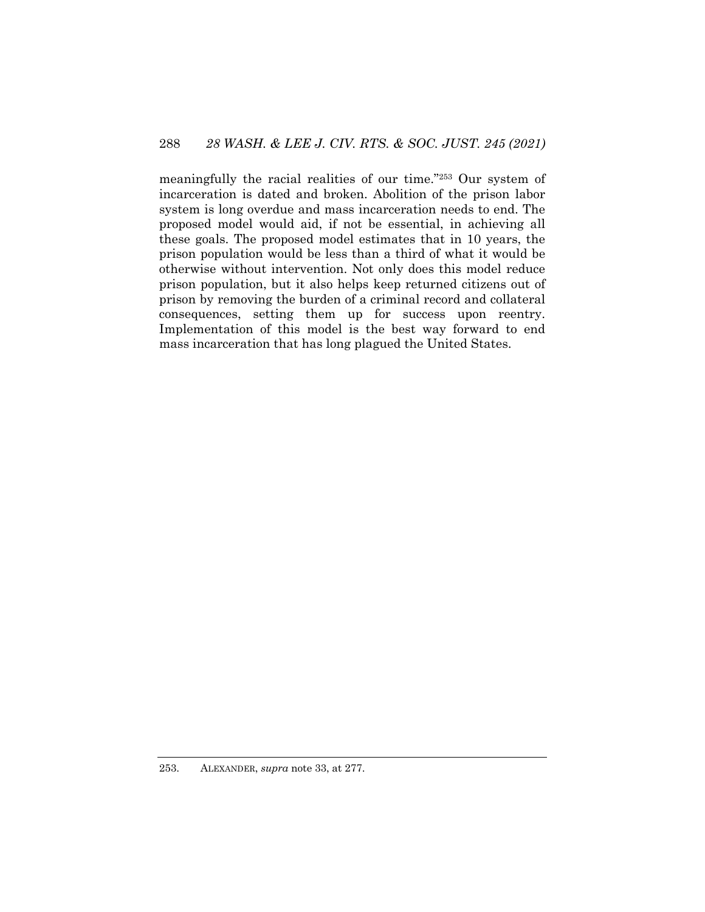meaningfully the racial realities of our time."[253] Our system of incarceration is dated and broken. Abolition of the prison labor system is long overdue and mass incarceration needs to end. The proposed model would aid, if not be essential, in achieving all these goals. The proposed model estimates that in 10 years, the prison population would be less than a third of what it would be otherwise without intervention. Not only does this model reduce prison population, but it also helps keep returned citizens out of prison by removing the burden of a criminal record and collateral consequences, setting them up for success upon reentry. Implementation of this model is the best way forward to end mass incarceration that has long plagued the United States.

---

253. ALEXANDER, *supra* note 33, at 277.